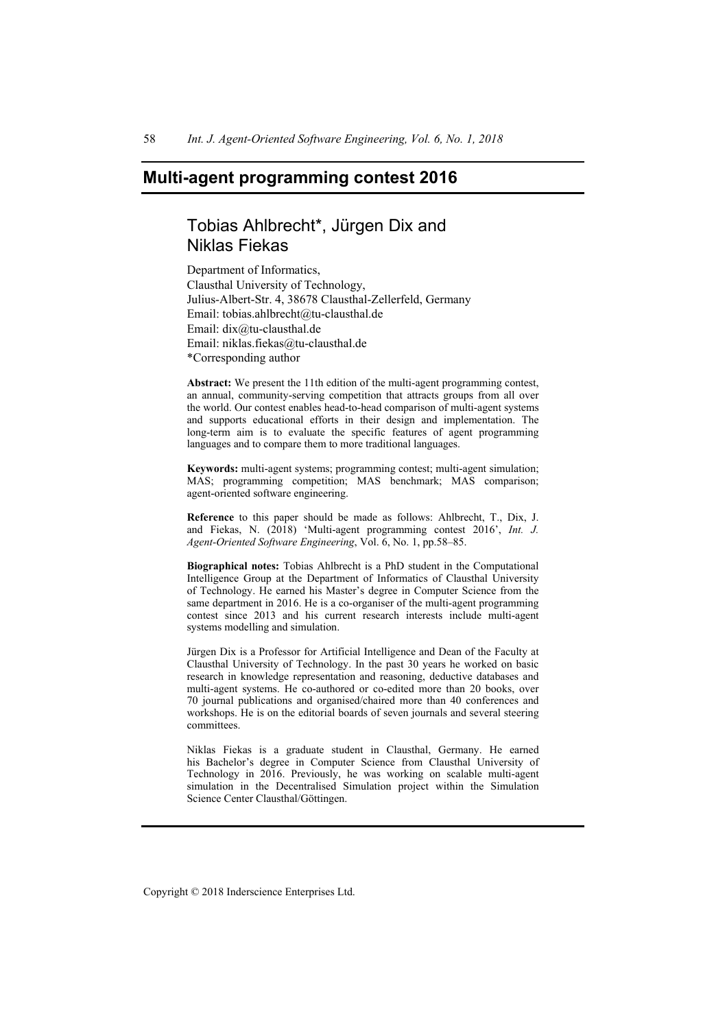# Multi-agent programming contest 2016

## Tobias Ahlbrecht*, Jürgen Dix and Niklas Fiekas

Department of Informatics,
Clausthal University of Technology,
Julius-Albert-Str. 4, 38678 Clausthal-Zellerfeld, Germany
Email: tobias.ahlbrecht@tu-clausthal.de
Email: dix@tu-clausthal.de
Email: niklas.fiekas@tu-clausthal.de
*Corresponding author

**Abstract:** We present the 11th edition of the multi-agent programming contest, an annual, community-serving competition that attracts groups from all over the world. Our contest enables head-to-head comparison of multi-agent systems and supports educational efforts in their design and implementation. The long-term aim is to evaluate the specific features of agent programming languages and to compare them to more traditional languages.

**Keywords:** multi-agent systems; programming contest; multi-agent simulation; MAS; programming competition; MAS benchmark; MAS comparison; agent-oriented software engineering.

**Reference** to this paper should be made as follows: Ahlbrecht, T., Dix, J. and Fiekas, N. (2018) 'Multi-agent programming contest 2016', *Int. J. Agent-Oriented Software Engineering*, Vol. 6, No. 1, pp.58–85.

**Biographical notes:** Tobias Ahlbrecht is a PhD student in the Computational Intelligence Group at the Department of Informatics of Clausthal University of Technology. He earned his Master's degree in Computer Science from the same department in 2016. He is a co-organiser of the multi-agent programming contest since 2013 and his current research interests include multi-agent systems modelling and simulation.

Jürgen Dix is a Professor for Artificial Intelligence and Dean of the Faculty at Clausthal University of Technology. In the past 30 years he worked on basic research in knowledge representation and reasoning, deductive databases and multi-agent systems. He co-authored or co-edited more than 20 books, over 70 journal publications and organised/chaired more than 40 conferences and workshops. He is on the editorial boards of seven journals and several steering committees.

Niklas Fiekas is a graduate student in Clausthal, Germany. He earned his Bachelor's degree in Computer Science from Clausthal University of Technology in 2016. Previously, he was working on scalable multi-agent simulation in the Decentralised Simulation project within the Simulation Science Center Clausthal/Göttingen.

Copyright © 2018 Inderscience Enterprises Ltd.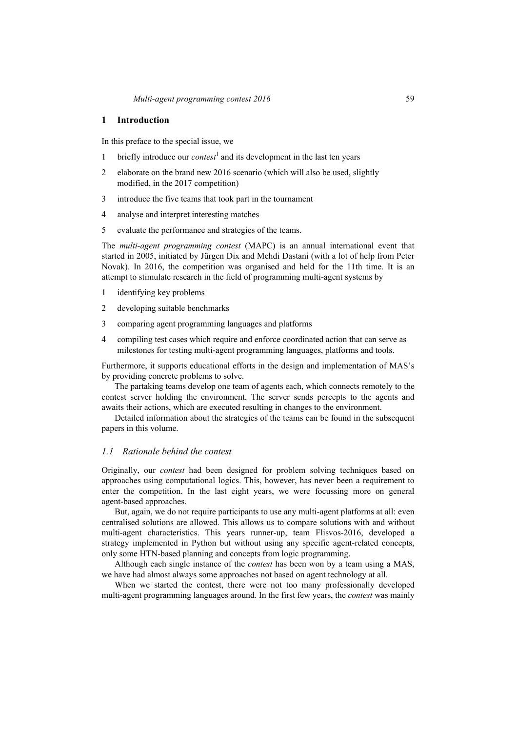## 1 Introduction

In this preface to the special issue, we

1. briefly introduce our *contest*[1] and its development in the last ten years
2. elaborate on the brand new 2016 scenario (which will also be used, slightly modified, in the 2017 competition)
3. introduce the five teams that took part in the tournament
4. analyse and interpret interesting matches
5. evaluate the performance and strategies of the teams.

The *multi-agent programming contest* (MAPC) is an annual international event that started in 2005, initiated by Jürgen Dix and Mehdi Dastani (with a lot of help from Peter Novak). In 2016, the competition was organised and held for the 11th time. It is an attempt to stimulate research in the field of programming multi-agent systems by

1. identifying key problems
2. developing suitable benchmarks
3. comparing agent programming languages and platforms
4. compiling test cases which require and enforce coordinated action that can serve as milestones for testing multi-agent programming languages, platforms and tools.

Furthermore, it supports educational efforts in the design and implementation of MAS's by providing concrete problems to solve.

The partaking teams develop one team of agents each, which connects remotely to the contest server holding the environment. The server sends percepts to the agents and awaits their actions, which are executed resulting in changes to the environment.

Detailed information about the strategies of the teams can be found in the subsequent papers in this volume.

### 1.1 Rationale behind the contest

Originally, our *contest* had been designed for problem solving techniques based on approaches using computational logics. This, however, has never been a requirement to enter the competition. In the last eight years, we were focussing more on general agent-based approaches.

But, again, we do not require participants to use any multi-agent platforms at all: even centralised solutions are allowed. This allows us to compare solutions with and without multi-agent characteristics. This years runner-up, team Flisvos-2016, developed a strategy implemented in Python but without using any specific agent-related concepts, only some HTN-based planning and concepts from logic programming.

Although each single instance of the *contest* has been won by a team using a MAS, we have had almost always some approaches not based on agent technology at all.

When we started the contest, there were not too many professionally developed multi-agent programming languages around. In the first few years, the *contest* was mainly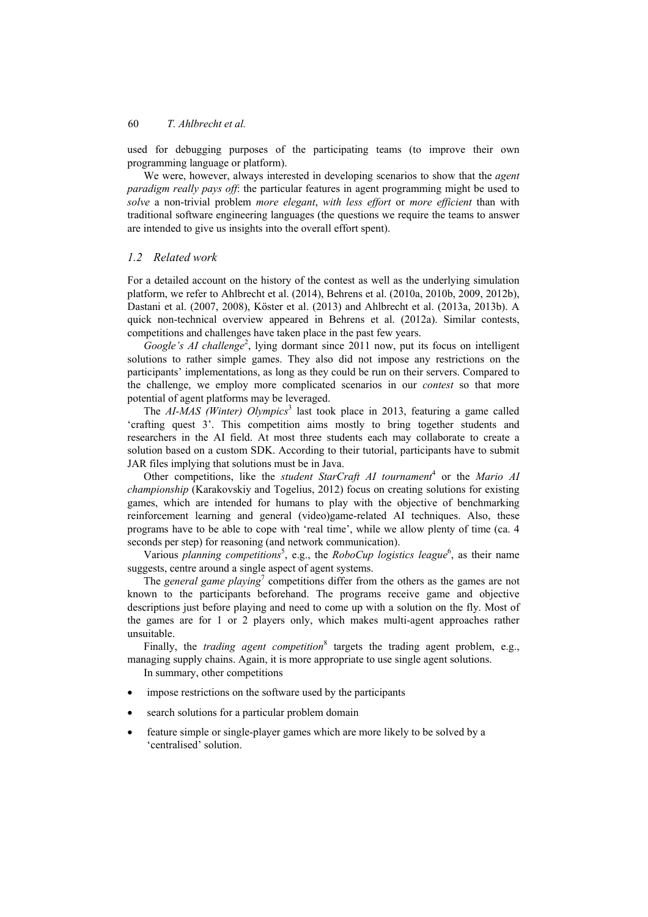used for debugging purposes of the participating teams (to improve their own programming language or platform).

We were, however, always interested in developing scenarios to show that the *agent paradigm really pays off*: the particular features in agent programming might be used to *solve* a non-trivial problem *more elegant*, *with less effort* or *more efficient* than with traditional software engineering languages (the questions we require the teams to answer are intended to give us insights into the overall effort spent).

### *1.2 Related work*

For a detailed account on the history of the contest as well as the underlying simulation platform, we refer to Ahlbrecht et al. (2014), Behrens et al. (2010a, 2010b, 2009, 2012b), Dastani et al. (2007, 2008), Köster et al. (2013) and Ahlbrecht et al. (2013a, 2013b). A quick non-technical overview appeared in Behrens et al. (2012a). Similar contests, competitions and challenges have taken place in the past few years.

*Google's AI challenge*[2], lying dormant since 2011 now, put its focus on intelligent solutions to rather simple games. They also did not impose any restrictions on the participants' implementations, as long as they could be run on their servers. Compared to the challenge, we employ more complicated scenarios in our *contest* so that more potential of agent platforms may be leveraged.

The *AI-MAS (Winter) Olympics*[3] last took place in 2013, featuring a game called 'crafting quest 3'. This competition aims mostly to bring together students and researchers in the AI field. At most three students each may collaborate to create a solution based on a custom SDK. According to their tutorial, participants have to submit JAR files implying that solutions must be in Java.

Other competitions, like the *student StarCraft AI tournament*[4] or the *Mario AI championship* (Karakovskiy and Togelius, 2012) focus on creating solutions for existing games, which are intended for humans to play with the objective of benchmarking reinforcement learning and general (video)game-related AI techniques. Also, these programs have to be able to cope with 'real time', while we allow plenty of time (ca. 4 seconds per step) for reasoning (and network communication).

Various *planning competitions*[5], e.g., the *RoboCup logistics league*[6], as their name suggests, centre around a single aspect of agent systems.

The *general game playing*[7] competitions differ from the others as the games are not known to the participants beforehand. The programs receive game and objective descriptions just before playing and need to come up with a solution on the fly. Most of the games are for 1 or 2 players only, which makes multi-agent approaches rather unsuitable.

Finally, the *trading agent competition*[8] targets the trading agent problem, e.g., managing supply chains. Again, it is more appropriate to use single agent solutions.

In summary, other competitions

- impose restrictions on the software used by the participants
- search solutions for a particular problem domain
- feature simple or single-player games which are more likely to be solved by a 'centralised' solution.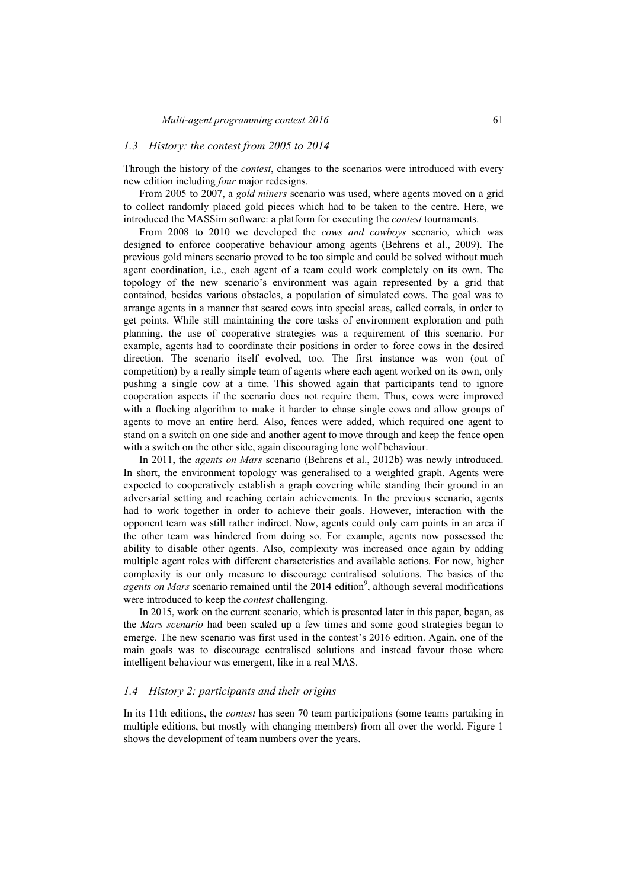### 1.3 History: the contest from 2005 to 2014

Through the history of the *contest*, changes to the scenarios were introduced with every new edition including *four* major redesigns.

From 2005 to 2007, a *gold miners* scenario was used, where agents moved on a grid to collect randomly placed gold pieces which had to be taken to the centre. Here, we introduced the MASSim software: a platform for executing the *contest* tournaments.

From 2008 to 2010 we developed the *cows and cowboys* scenario, which was designed to enforce cooperative behaviour among agents (Behrens et al., 2009). The previous gold miners scenario proved to be too simple and could be solved without much agent coordination, i.e., each agent of a team could work completely on its own. The topology of the new scenario's environment was again represented by a grid that contained, besides various obstacles, a population of simulated cows. The goal was to arrange agents in a manner that scared cows into special areas, called corrals, in order to get points. While still maintaining the core tasks of environment exploration and path planning, the use of cooperative strategies was a requirement of this scenario. For example, agents had to coordinate their positions in order to force cows in the desired direction. The scenario itself evolved, too. The first instance was won (out of competition) by a really simple team of agents where each agent worked on its own, only pushing a single cow at a time. This showed again that participants tend to ignore cooperation aspects if the scenario does not require them. Thus, cows were improved with a flocking algorithm to make it harder to chase single cows and allow groups of agents to move an entire herd. Also, fences were added, which required one agent to stand on a switch on one side and another agent to move through and keep the fence open with a switch on the other side, again discouraging lone wolf behaviour.

In 2011, the *agents on Mars* scenario (Behrens et al., 2012b) was newly introduced. In short, the environment topology was generalised to a weighted graph. Agents were expected to cooperatively establish a graph covering while standing their ground in an adversarial setting and reaching certain achievements. In the previous scenario, agents had to work together in order to achieve their goals. However, interaction with the opponent team was still rather indirect. Now, agents could only earn points in an area if the other team was hindered from doing so. For example, agents now possessed the ability to disable other agents. Also, complexity was increased once again by adding multiple agent roles with different characteristics and available actions. For now, higher complexity is our only measure to discourage centralised solutions. The basics of the *agents on Mars* scenario remained until the 2014 edition[9], although several modifications were introduced to keep the *contest* challenging.

In 2015, work on the current scenario, which is presented later in this paper, began, as the *Mars scenario* had been scaled up a few times and some good strategies began to emerge. The new scenario was first used in the contest's 2016 edition. Again, one of the main goals was to discourage centralised solutions and instead favour those where intelligent behaviour was emergent, like in a real MAS.

### 1.4 History 2: participants and their origins

In its 11th editions, the *contest* has seen 70 team participations (some teams partaking in multiple editions, but mostly with changing members) from all over the world. Figure 1 shows the development of team numbers over the years.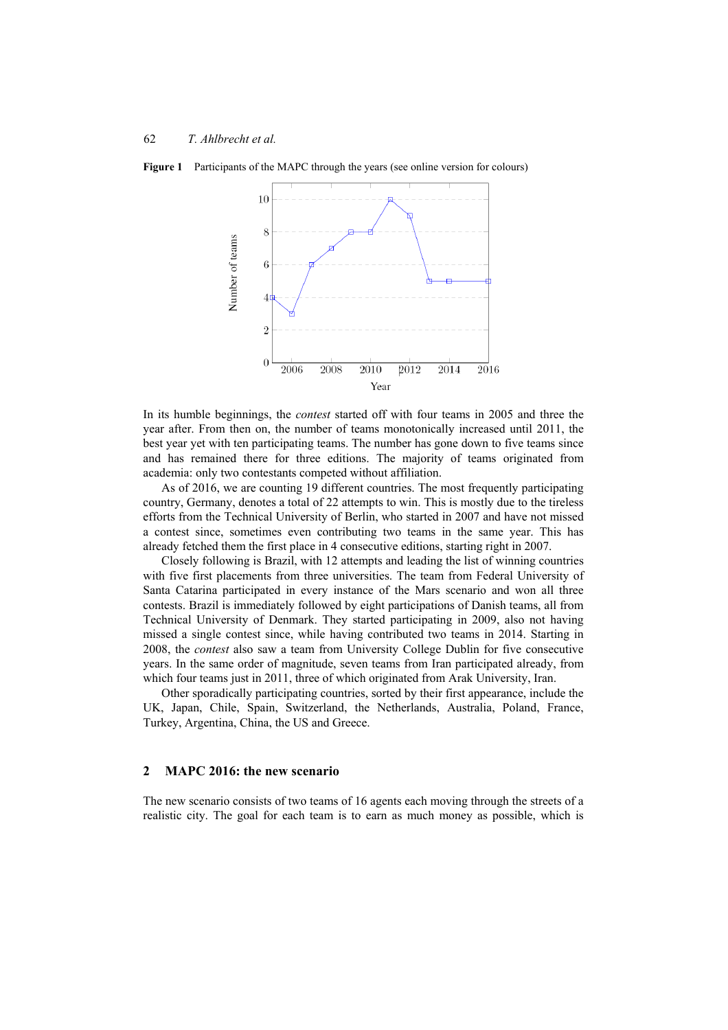**Figure 1** Participants of the MAPC through the years (see online version for colours)

In its humble beginnings, the *contest* started off with four teams in 2005 and three the year after. From then on, the number of teams monotonically increased until 2011, the best year yet with ten participating teams. The number has gone down to five teams since and has remained there for three editions. The majority of teams originated from academia: only two contestants competed without affiliation.

As of 2016, we are counting 19 different countries. The most frequently participating country, Germany, denotes a total of 22 attempts to win. This is mostly due to the tireless efforts from the Technical University of Berlin, who started in 2007 and have not missed a contest since, sometimes even contributing two teams in the same year. This has already fetched them the first place in 4 consecutive editions, starting right in 2007.

Closely following is Brazil, with 12 attempts and leading the list of winning countries with five first placements from three universities. The team from Federal University of Santa Catarina participated in every instance of the Mars scenario and won all three contests. Brazil is immediately followed by eight participations of Danish teams, all from Technical University of Denmark. They started participating in 2009, also not having missed a single contest since, while having contributed two teams in 2014. Starting in 2008, the *contest* also saw a team from University College Dublin for five consecutive years. In the same order of magnitude, seven teams from Iran participated already, from which four teams just in 2011, three of which originated from Arak University, Iran.

Other sporadically participating countries, sorted by their first appearance, include the UK, Japan, Chile, Spain, Switzerland, the Netherlands, Australia, Poland, France, Turkey, Argentina, China, the US and Greece.

## 2 MAPC 2016: the new scenario

The new scenario consists of two teams of 16 agents each moving through the streets of a realistic city. The goal for each team is to earn as much money as possible, which is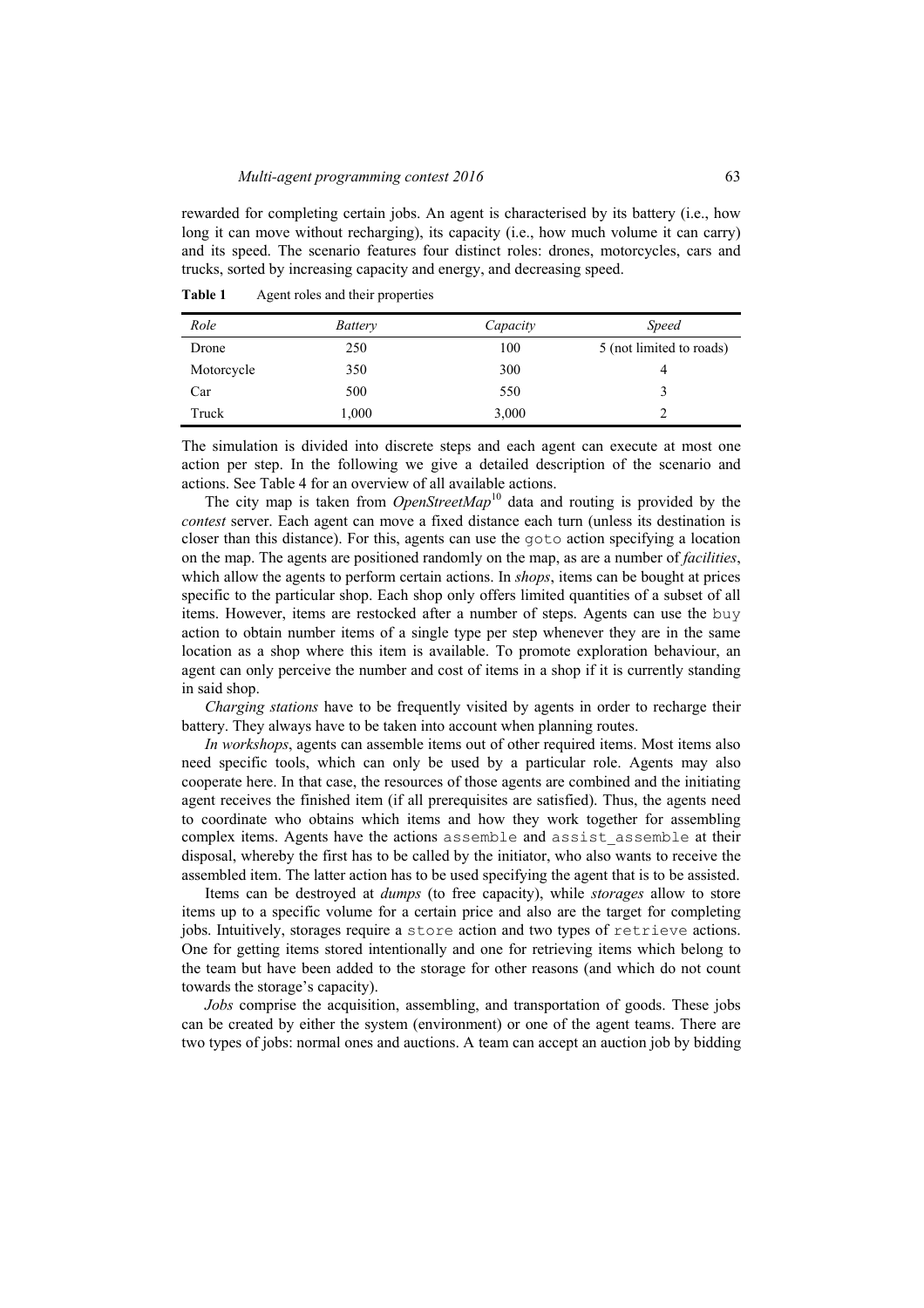rewarded for completing certain jobs. An agent is characterised by its battery (i.e., how long it can move without recharging), its capacity (i.e., how much volume it can carry) and its speed. The scenario features four distinct roles: drones, motorcycles, cars and trucks, sorted by increasing capacity and energy, and decreasing speed.

**Table 1** Agent roles and their properties

| *Role* | *Battery* | *Capacity* | *Speed* |
|---|---|---|---|
| Drone | 250 | 100 | 5 (not limited to roads) |
| Motorcycle | 350 | 300 | 4 |
| Car | 500 | 550 | 3 |
| Truck | 1,000 | 3,000 | 2 |

The simulation is divided into discrete steps and each agent can execute at most one action per step. In the following we give a detailed description of the scenario and actions. See Table 4 for an overview of all available actions.

The city map is taken from *OpenStreetMap*[10] data and routing is provided by the *contest* server. Each agent can move a fixed distance each turn (unless its destination is closer than this distance). For this, agents can use the `goto` action specifying a location on the map. The agents are positioned randomly on the map, as are a number of *facilities*, which allow the agents to perform certain actions. In *shops*, items can be bought at prices specific to the particular shop. Each shop only offers limited quantities of a subset of all items. However, items are restocked after a number of steps. Agents can use the `buy` action to obtain number items of a single type per step whenever they are in the same location as a shop where this item is available. To promote exploration behaviour, an agent can only perceive the number and cost of items in a shop if it is currently standing in said shop.

*Charging stations* have to be frequently visited by agents in order to recharge their battery. They always have to be taken into account when planning routes.

*In workshops*, agents can assemble items out of other required items. Most items also need specific tools, which can only be used by a particular role. Agents may also cooperate here. In that case, the resources of those agents are combined and the initiating agent receives the finished item (if all prerequisites are satisfied). Thus, the agents need to coordinate who obtains which items and how they work together for assembling complex items. Agents have the actions `assemble` and `assist_assemble` at their disposal, whereby the first has to be called by the initiator, who also wants to receive the assembled item. The latter action has to be used specifying the agent that is to be assisted.

Items can be destroyed at *dumps* (to free capacity), while *storages* allow to store items up to a specific volume for a certain price and also are the target for completing jobs. Intuitively, storages require a `store` action and two types of `retrieve` actions. One for getting items stored intentionally and one for retrieving items which belong to the team but have been added to the storage for other reasons (and which do not count towards the storage's capacity).

*Jobs* comprise the acquisition, assembling, and transportation of goods. These jobs can be created by either the system (environment) or one of the agent teams. There are two types of jobs: normal ones and auctions. A team can accept an auction job by bidding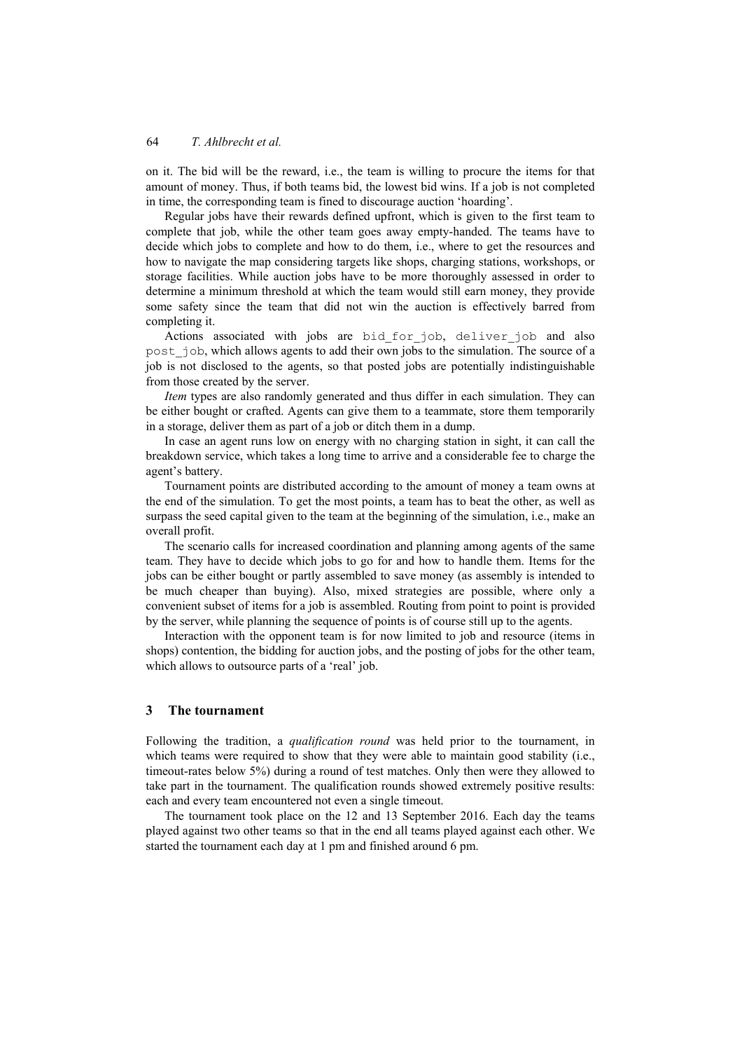on it. The bid will be the reward, i.e., the team is willing to procure the items for that amount of money. Thus, if both teams bid, the lowest bid wins. If a job is not completed in time, the corresponding team is fined to discourage auction 'hoarding'.

Regular jobs have their rewards defined upfront, which is given to the first team to complete that job, while the other team goes away empty-handed. The teams have to decide which jobs to complete and how to do them, i.e., where to get the resources and how to navigate the map considering targets like shops, charging stations, workshops, or storage facilities. While auction jobs have to be more thoroughly assessed in order to determine a minimum threshold at which the team would still earn money, they provide some safety since the team that did not win the auction is effectively barred from completing it.

Actions associated with jobs are `bid_for_job`, `deliver_job` and also `post_job`, which allows agents to add their own jobs to the simulation. The source of a job is not disclosed to the agents, so that posted jobs are potentially indistinguishable from those created by the server.

*Item* types are also randomly generated and thus differ in each simulation. They can be either bought or crafted. Agents can give them to a teammate, store them temporarily in a storage, deliver them as part of a job or ditch them in a dump.

In case an agent runs low on energy with no charging station in sight, it can call the breakdown service, which takes a long time to arrive and a considerable fee to charge the agent's battery.

Tournament points are distributed according to the amount of money a team owns at the end of the simulation. To get the most points, a team has to beat the other, as well as surpass the seed capital given to the team at the beginning of the simulation, i.e., make an overall profit.

The scenario calls for increased coordination and planning among agents of the same team. They have to decide which jobs to go for and how to handle them. Items for the jobs can be either bought or partly assembled to save money (as assembly is intended to be much cheaper than buying). Also, mixed strategies are possible, where only a convenient subset of items for a job is assembled. Routing from point to point is provided by the server, while planning the sequence of points is of course still up to the agents.

Interaction with the opponent team is for now limited to job and resource (items in shops) contention, the bidding for auction jobs, and the posting of jobs for the other team, which allows to outsource parts of a 'real' job.

## 3 The tournament

Following the tradition, a *qualification round* was held prior to the tournament, in which teams were required to show that they were able to maintain good stability (i.e., timeout-rates below 5%) during a round of test matches. Only then were they allowed to take part in the tournament. The qualification rounds showed extremely positive results: each and every team encountered not even a single timeout.

The tournament took place on the 12 and 13 September 2016. Each day the teams played against two other teams so that in the end all teams played against each other. We started the tournament each day at 1 pm and finished around 6 pm.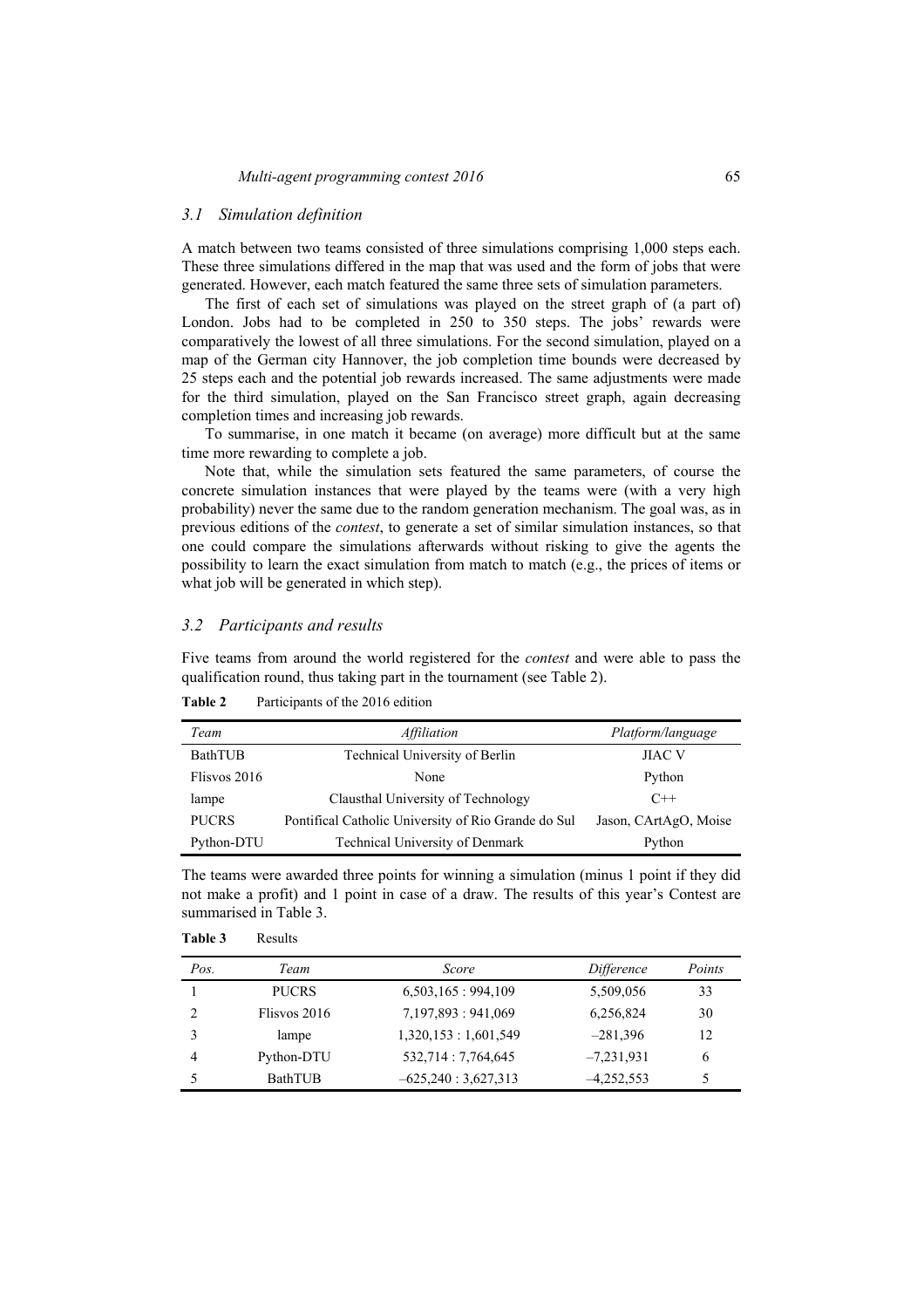### 3.1 Simulation definition

A match between two teams consisted of three simulations comprising 1,000 steps each. These three simulations differed in the map that was used and the form of jobs that were generated. However, each match featured the same three sets of simulation parameters.

The first of each set of simulations was played on the street graph of (a part of) London. Jobs had to be completed in 250 to 350 steps. The jobs' rewards were comparatively the lowest of all three simulations. For the second simulation, played on a map of the German city Hannover, the job completion time bounds were decreased by 25 steps each and the potential job rewards increased. The same adjustments were made for the third simulation, played on the San Francisco street graph, again decreasing completion times and increasing job rewards.

To summarise, in one match it became (on average) more difficult but at the same time more rewarding to complete a job.

Note that, while the simulation sets featured the same parameters, of course the concrete simulation instances that were played by the teams were (with a very high probability) never the same due to the random generation mechanism. The goal was, as in previous editions of the *contest*, to generate a set of similar simulation instances, so that one could compare the simulations afterwards without risking to give the agents the possibility to learn the exact simulation from match to match (e.g., the prices of items or what job will be generated in which step).

### 3.2 Participants and results

Five teams from around the world registered for the *contest* and were able to pass the qualification round, thus taking part in the tournament (see Table 2).

**Table 2** Participants of the 2016 edition

| *Team* | *Affiliation* | *Platform/language* |
|---|---|---|
| BathTUB | Technical University of Berlin | JIAC V |
| Flisvos 2016 | None | Python |
| lampe | Clausthal University of Technology | C++ |
| PUCRS | Pontifical Catholic University of Rio Grande do Sul | Jason, CArtAgO, Moise |
| Python-DTU | Technical University of Denmark | Python |

The teams were awarded three points for winning a simulation (minus 1 point if they did not make a profit) and 1 point in case of a draw. The results of this year's Contest are summarised in Table 3.

**Table 3** Results

| *Pos.* | *Team* | *Score* | *Difference* | *Points* |
|---|---|---|---|---|
| 1 | PUCRS | 6,503,165 : 994,109 | 5,509,056 | 33 |
| 2 | Flisvos 2016 | 7,197,893 : 941,069 | 6,256,824 | 30 |
| 3 | lampe | 1,320,153 : 1,601,549 | –281,396 | 12 |
| 4 | Python-DTU | 532,714 : 7,764,645 | –7,231,931 | 6 |
| 5 | BathTUB | –625,240 : 3,627,313 | –4,252,553 | 5 |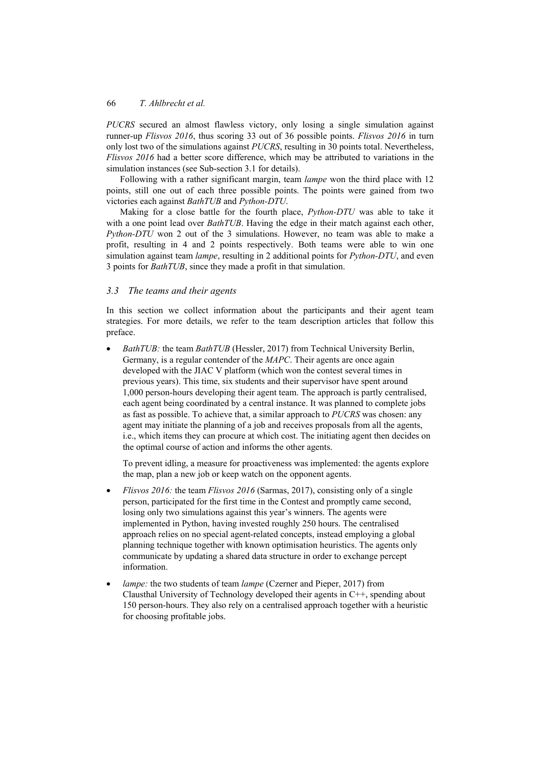*PUCRS* secured an almost flawless victory, only losing a single simulation against runner-up *Flisvos 2016*, thus scoring 33 out of 36 possible points. *Flisvos 2016* in turn only lost two of the simulations against *PUCRS*, resulting in 30 points total. Nevertheless, *Flisvos 2016* had a better score difference, which may be attributed to variations in the simulation instances (see Sub-section 3.1 for details).

Following with a rather significant margin, team *lampe* won the third place with 12 points, still one out of each three possible points. The points were gained from two victories each against *BathTUB* and *Python-DTU*.

Making for a close battle for the fourth place, *Python-DTU* was able to take it with a one point lead over *BathTUB*. Having the edge in their match against each other, *Python-DTU* won 2 out of the 3 simulations. However, no team was able to make a profit, resulting in 4 and 2 points respectively. Both teams were able to win one simulation against team *lampe*, resulting in 2 additional points for *Python-DTU*, and even 3 points for *BathTUB*, since they made a profit in that simulation.

### 3.3 The teams and their agents

In this section we collect information about the participants and their agent team strategies. For more details, we refer to the team description articles that follow this preface.

- *BathTUB:* the team *BathTUB* (Hessler, 2017) from Technical University Berlin, Germany, is a regular contender of the *MAPC*. Their agents are once again developed with the JIAC V platform (which won the contest several times in previous years). This time, six students and their supervisor have spent around 1,000 person-hours developing their agent team. The approach is partly centralised, each agent being coordinated by a central instance. It was planned to complete jobs as fast as possible. To achieve that, a similar approach to *PUCRS* was chosen: any agent may initiate the planning of a job and receives proposals from all the agents, i.e., which items they can procure at which cost. The initiating agent then decides on the optimal course of action and informs the other agents.

  To prevent idling, a measure for proactiveness was implemented: the agents explore the map, plan a new job or keep watch on the opponent agents.

- *Flisvos 2016:* the team *Flisvos 2016* (Sarmas, 2017), consisting only of a single person, participated for the first time in the Contest and promptly came second, losing only two simulations against this year's winners. The agents were implemented in Python, having invested roughly 250 hours. The centralised approach relies on no special agent-related concepts, instead employing a global planning technique together with known optimisation heuristics. The agents only communicate by updating a shared data structure in order to exchange percept information.

- *lampe:* the two students of team *lampe* (Czerner and Pieper, 2017) from Clausthal University of Technology developed their agents in C++, spending about 150 person-hours. They also rely on a centralised approach together with a heuristic for choosing profitable jobs.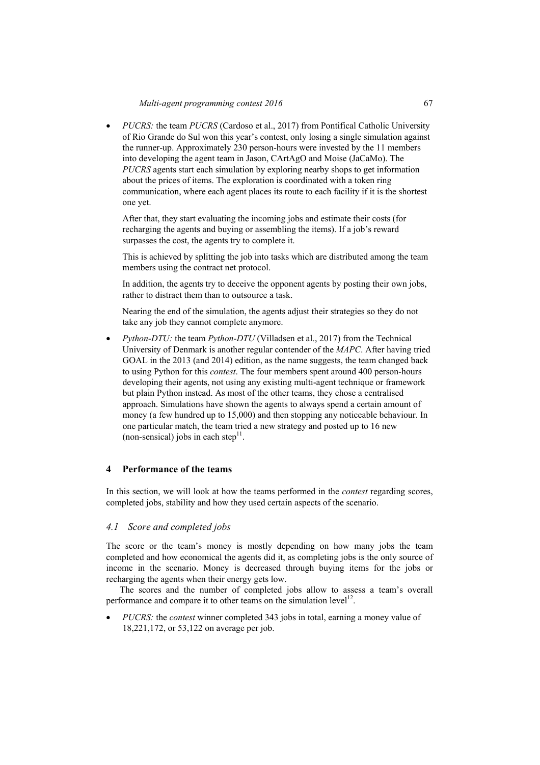- *PUCRS:* the team *PUCRS* (Cardoso et al., 2017) from Pontifical Catholic University of Rio Grande do Sul won this year's contest, only losing a single simulation against the runner-up. Approximately 230 person-hours were invested by the 11 members into developing the agent team in Jason, CArtAgO and Moise (JaCaMo). The *PUCRS* agents start each simulation by exploring nearby shops to get information about the prices of items. The exploration is coordinated with a token ring communication, where each agent places its route to each facility if it is the shortest one yet.

  After that, they start evaluating the incoming jobs and estimate their costs (for recharging the agents and buying or assembling the items). If a job's reward surpasses the cost, the agents try to complete it.

  This is achieved by splitting the job into tasks which are distributed among the team members using the contract net protocol.

  In addition, the agents try to deceive the opponent agents by posting their own jobs, rather to distract them than to outsource a task.

  Nearing the end of the simulation, the agents adjust their strategies so they do not take any job they cannot complete anymore.

- *Python-DTU:* the team *Python-DTU* (Villadsen et al., 2017) from the Technical University of Denmark is another regular contender of the *MAPC*. After having tried GOAL in the 2013 (and 2014) edition, as the name suggests, the team changed back to using Python for this *contest*. The four members spent around 400 person-hours developing their agents, not using any existing multi-agent technique or framework but plain Python instead. As most of the other teams, they chose a centralised approach. Simulations have shown the agents to always spend a certain amount of money (a few hundred up to 15,000) and then stopping any noticeable behaviour. In one particular match, the team tried a new strategy and posted up to 16 new (non-sensical) jobs in each step[11].

## 4 Performance of the teams

In this section, we will look at how the teams performed in the *contest* regarding scores, completed jobs, stability and how they used certain aspects of the scenario.

### 4.1 Score and completed jobs

The score or the team's money is mostly depending on how many jobs the team completed and how economical the agents did it, as completing jobs is the only source of income in the scenario. Money is decreased through buying items for the jobs or recharging the agents when their energy gets low.

The scores and the number of completed jobs allow to assess a team's overall performance and compare it to other teams on the simulation level[12].

- *PUCRS:* the *contest* winner completed 343 jobs in total, earning a money value of 18,221,172, or 53,122 on average per job.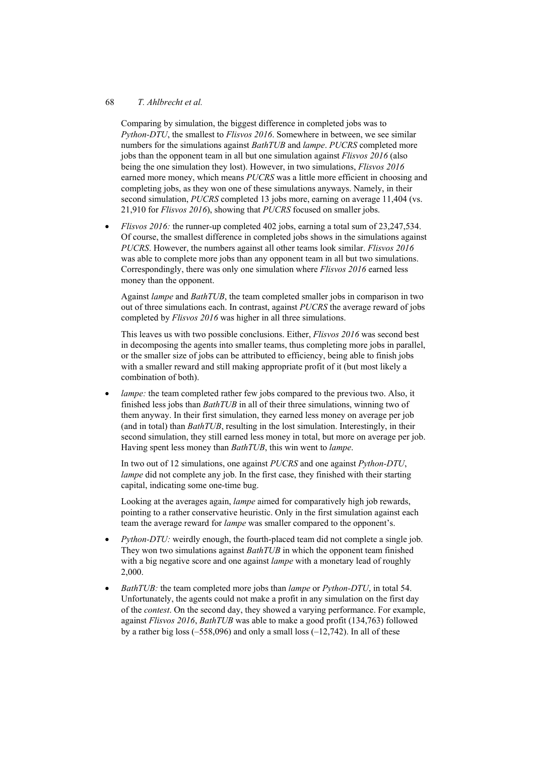Comparing by simulation, the biggest difference in completed jobs was to *Python-DTU*, the smallest to *Flisvos 2016*. Somewhere in between, we see similar numbers for the simulations against *BathTUB* and *lampe*. *PUCRS* completed more jobs than the opponent team in all but one simulation against *Flisvos 2016* (also being the one simulation they lost). However, in two simulations, *Flisvos 2016* earned more money, which means *PUCRS* was a little more efficient in choosing and completing jobs, as they won one of these simulations anyways. Namely, in their second simulation, *PUCRS* completed 13 jobs more, earning on average 11,404 (vs. 21,910 for *Flisvos 2016*), showing that *PUCRS* focused on smaller jobs.

- *Flisvos 2016:* the runner-up completed 402 jobs, earning a total sum of 23,247,534. Of course, the smallest difference in completed jobs shows in the simulations against *PUCRS*. However, the numbers against all other teams look similar. *Flisvos 2016* was able to complete more jobs than any opponent team in all but two simulations. Correspondingly, there was only one simulation where *Flisvos 2016* earned less money than the opponent.

  Against *lampe* and *BathTUB*, the team completed smaller jobs in comparison in two out of three simulations each. In contrast, against *PUCRS* the average reward of jobs completed by *Flisvos 2016* was higher in all three simulations.

  This leaves us with two possible conclusions. Either, *Flisvos 2016* was second best in decomposing the agents into smaller teams, thus completing more jobs in parallel, or the smaller size of jobs can be attributed to efficiency, being able to finish jobs with a smaller reward and still making appropriate profit of it (but most likely a combination of both).

- *lampe:* the team completed rather few jobs compared to the previous two. Also, it finished less jobs than *BathTUB* in all of their three simulations, winning two of them anyway. In their first simulation, they earned less money on average per job (and in total) than *BathTUB*, resulting in the lost simulation. Interestingly, in their second simulation, they still earned less money in total, but more on average per job. Having spent less money than *BathTUB*, this win went to *lampe*.

  In two out of 12 simulations, one against *PUCRS* and one against *Python-DTU*, *lampe* did not complete any job. In the first case, they finished with their starting capital, indicating some one-time bug.

  Looking at the averages again, *lampe* aimed for comparatively high job rewards, pointing to a rather conservative heuristic. Only in the first simulation against each team the average reward for *lampe* was smaller compared to the opponent's.

- *Python-DTU:* weirdly enough, the fourth-placed team did not complete a single job. They won two simulations against *BathTUB* in which the opponent team finished with a big negative score and one against *lampe* with a monetary lead of roughly 2,000.

- *BathTUB:* the team completed more jobs than *lampe* or *Python-DTU*, in total 54. Unfortunately, the agents could not make a profit in any simulation on the first day of the *contest*. On the second day, they showed a varying performance. For example, against *Flisvos 2016*, *BathTUB* was able to make a good profit (134,763) followed by a rather big loss (–558,096) and only a small loss (–12,742). In all of these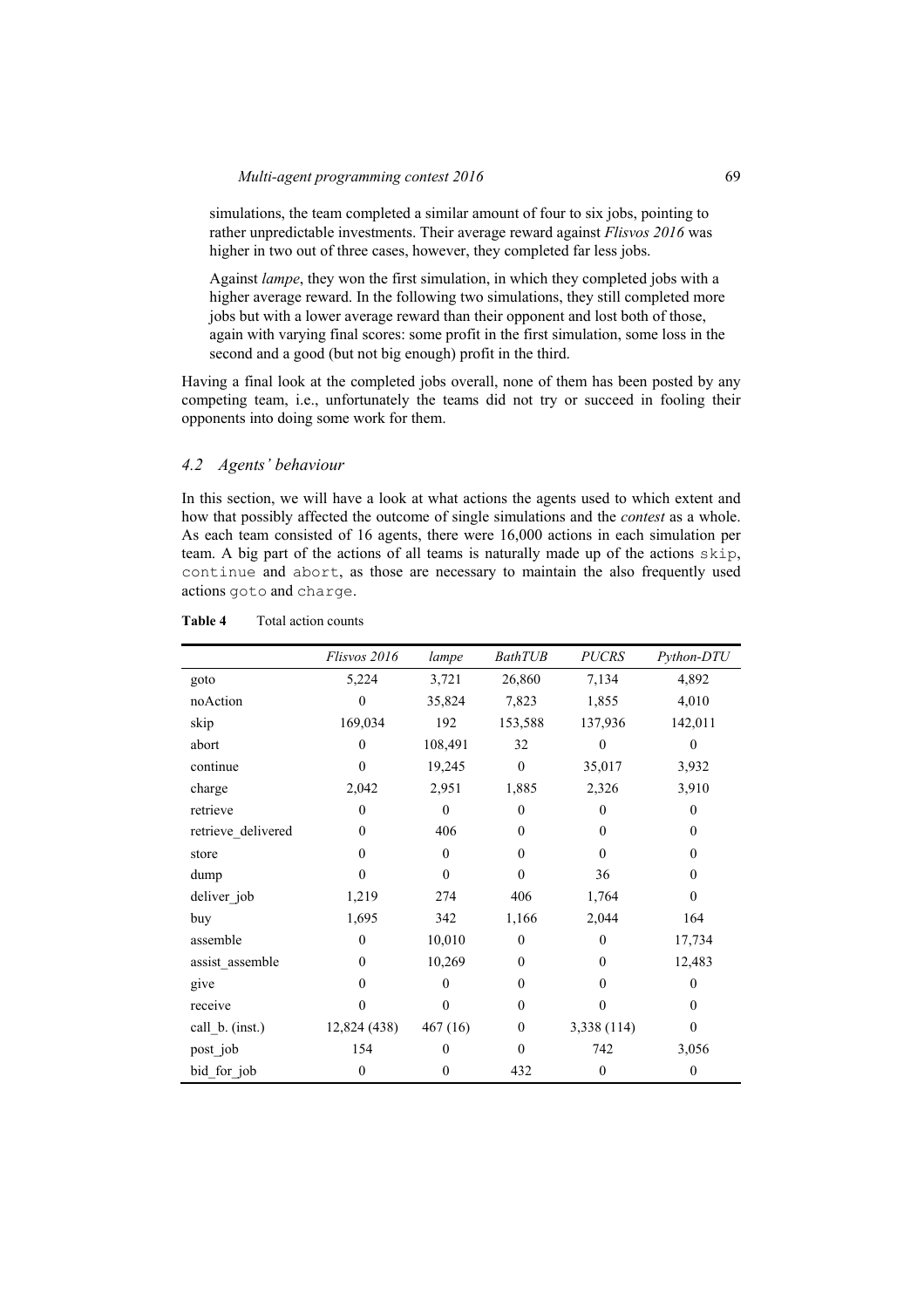simulations, the team completed a similar amount of four to six jobs, pointing to rather unpredictable investments. Their average reward against *Flisvos 2016* was higher in two out of three cases, however, they completed far less jobs.

Against *lampe*, they won the first simulation, in which they completed jobs with a higher average reward. In the following two simulations, they still completed more jobs but with a lower average reward than their opponent and lost both of those, again with varying final scores: some profit in the first simulation, some loss in the second and a good (but not big enough) profit in the third.

Having a final look at the completed jobs overall, none of them has been posted by any competing team, i.e., unfortunately the teams did not try or succeed in fooling their opponents into doing some work for them.

### *4.2 Agents' behaviour*

In this section, we will have a look at what actions the agents used to which extent and how that possibly affected the outcome of single simulations and the *contest* as a whole. As each team consisted of 16 agents, there were 16,000 actions in each simulation per team. A big part of the actions of all teams is naturally made up of the actions `skip`, `continue` and `abort`, as those are necessary to maintain the also frequently used actions `goto` and `charge`.

**Table 4** Total action counts

| | *Flisvos 2016* | *lampe* | *BathTUB* | *PUCRS* | *Python-DTU* |
|---|---|---|---|---|---|
| goto | 5,224 | 3,721 | 26,860 | 7,134 | 4,892 |
| noAction | 0 | 35,824 | 7,823 | 1,855 | 4,010 |
| skip | 169,034 | 192 | 153,588 | 137,936 | 142,011 |
| abort | 0 | 108,491 | 32 | 0 | 0 |
| continue | 0 | 19,245 | 0 | 35,017 | 3,932 |
| charge | 2,042 | 2,951 | 1,885 | 2,326 | 3,910 |
| retrieve | 0 | 0 | 0 | 0 | 0 |
| retrieve_delivered | 0 | 406 | 0 | 0 | 0 |
| store | 0 | 0 | 0 | 0 | 0 |
| dump | 0 | 0 | 0 | 36 | 0 |
| deliver_job | 1,219 | 274 | 406 | 1,764 | 0 |
| buy | 1,695 | 342 | 1,166 | 2,044 | 164 |
| assemble | 0 | 10,010 | 0 | 0 | 17,734 |
| assist_assemble | 0 | 10,269 | 0 | 0 | 12,483 |
| give | 0 | 0 | 0 | 0 | 0 |
| receive | 0 | 0 | 0 | 0 | 0 |
| call_b. (inst.) | 12,824 (438) | 467 (16) | 0 | 3,338 (114) | 0 |
| post_job | 154 | 0 | 0 | 742 | 3,056 |
| bid_for_job | 0 | 0 | 432 | 0 | 0 |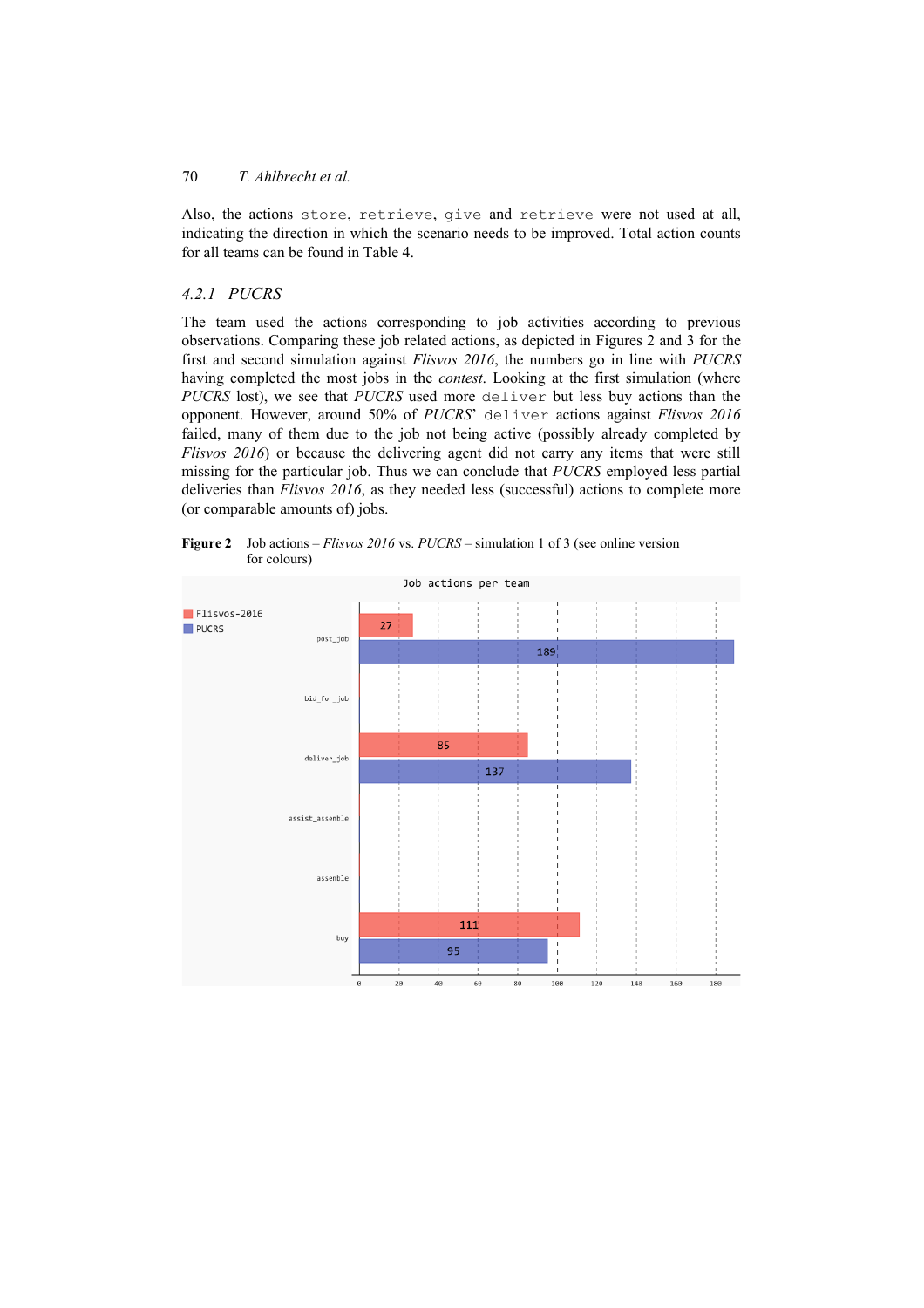Also, the actions `store`, `retrieve`, `give` and `retrieve` were not used at all, indicating the direction in which the scenario needs to be improved. Total action counts for all teams can be found in Table 4.

### 4.2.1 *PUCRS*

The team used the actions corresponding to job activities according to previous observations. Comparing these job related actions, as depicted in Figures 2 and 3 for the first and second simulation against *Flisvos 2016*, the numbers go in line with *PUCRS* having completed the most jobs in the *contest*. Looking at the first simulation (where *PUCRS* lost), we see that *PUCRS* used more `deliver` but less buy actions than the opponent. However, around 50% of *PUCRS*' `deliver` actions against *Flisvos 2016* failed, many of them due to the job not being active (possibly already completed by *Flisvos 2016*) or because the delivering agent did not carry any items that were still missing for the particular job. Thus we can conclude that *PUCRS* employed less partial deliveries than *Flisvos 2016*, as they needed less (successful) actions to complete more (or comparable amounts of) jobs.

**Figure 2** Job actions – *Flisvos 2016* vs. *PUCRS* – simulation 1 of 3 (see online version for colours)

Job actions per team

| Action | Flisvos-2016 | PUCRS |
|---|---|---|
| post_job | 27 | 189 |
| bid_for_job | | |
| deliver_job | 85 | 137 |
| assist_assemble | | |
| assemble | | |
| buy | 111 | 95 |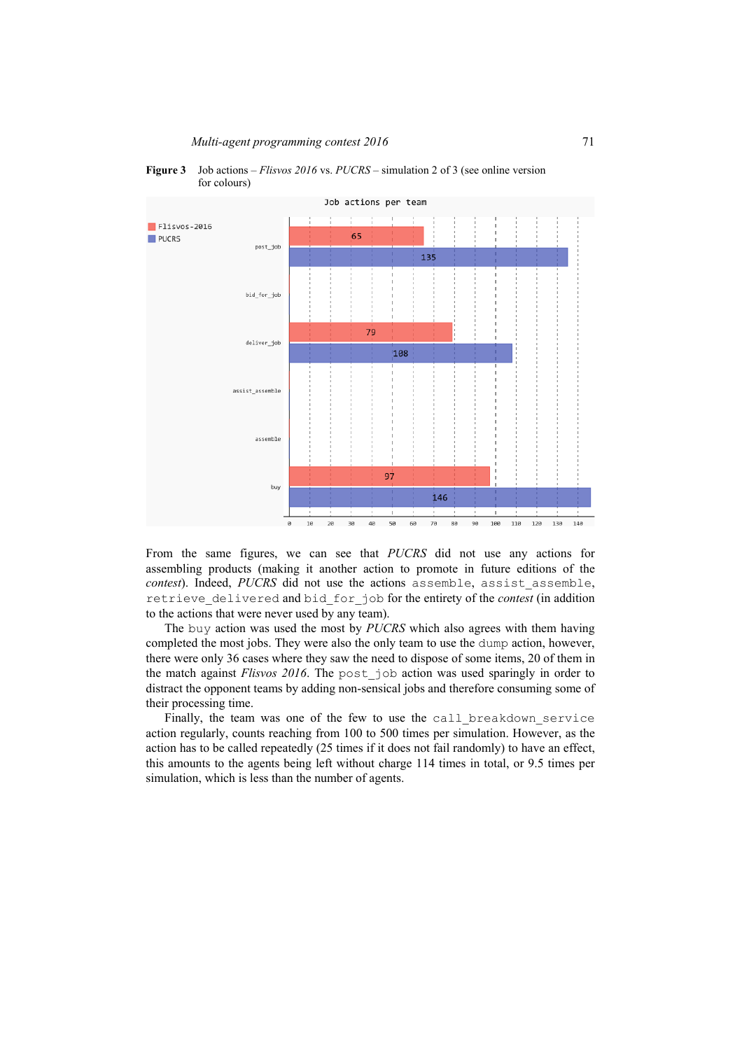**Figure 3** Job actions – *Flisvos 2016* vs. *PUCRS* – simulation 2 of 3 (see online version for colours)

From the same figures, we can see that *PUCRS* did not use any actions for assembling products (making it another action to promote in future editions of the *contest*). Indeed, *PUCRS* did not use the actions `assemble`, `assist_assemble`, `retrieve_delivered` and `bid_for_job` for the entirety of the *contest* (in addition to the actions that were never used by any team).

The `buy` action was used the most by *PUCRS* which also agrees with them having completed the most jobs. They were also the only team to use the `dump` action, however, there were only 36 cases where they saw the need to dispose of some items, 20 of them in the match against *Flisvos 2016*. The `post_job` action was used sparingly in order to distract the opponent teams by adding non-sensical jobs and therefore consuming some of their processing time.

Finally, the team was one of the few to use the `call_breakdown_service` action regularly, counts reaching from 100 to 500 times per simulation. However, as the action has to be called repeatedly (25 times if it does not fail randomly) to have an effect, this amounts to the agents being left without charge 114 times in total, or 9.5 times per simulation, which is less than the number of agents.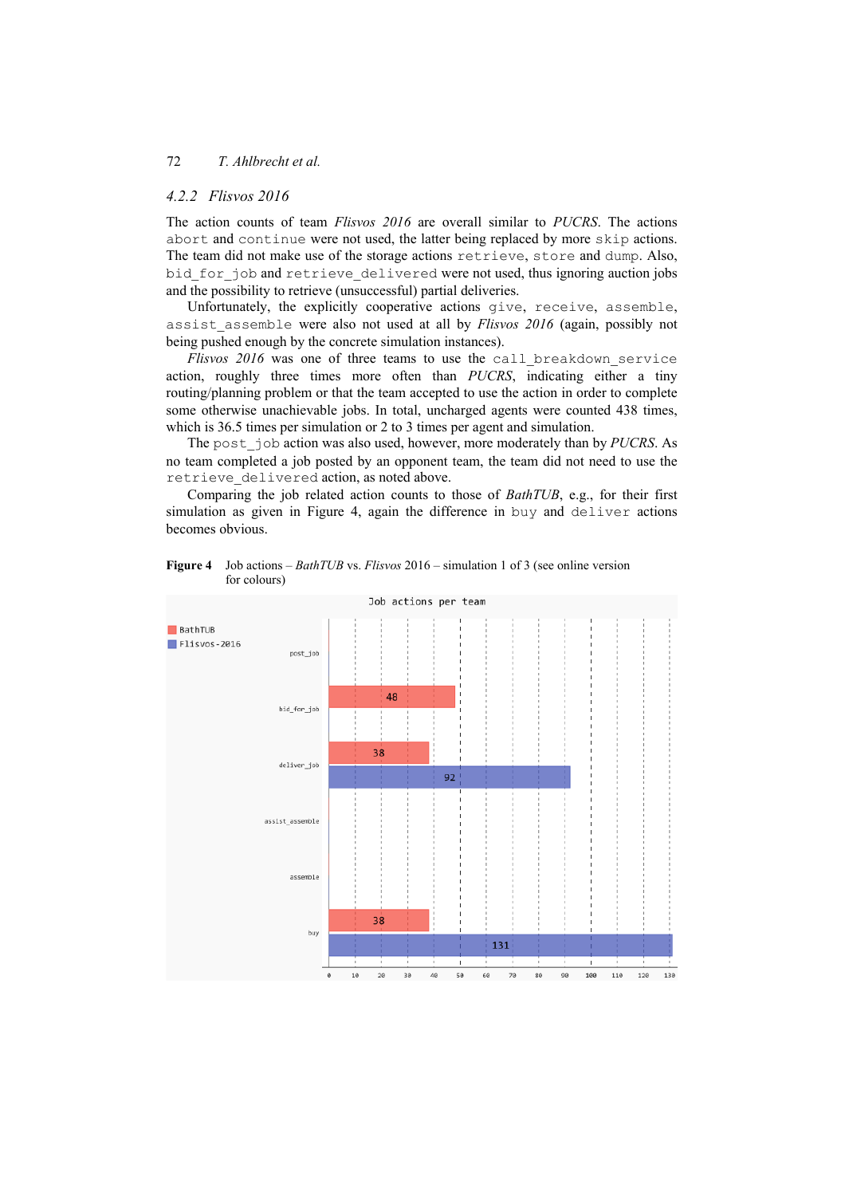### 4.2.2 Flisvos 2016

The action counts of team *Flisvos 2016* are overall similar to *PUCRS*. The actions `abort` and `continue` were not used, the latter being replaced by more `skip` actions. The team did not make use of the storage actions `retrieve`, `store` and `dump`. Also, `bid_for_job` and `retrieve_delivered` were not used, thus ignoring auction jobs and the possibility to retrieve (unsuccessful) partial deliveries.

Unfortunately, the explicitly cooperative actions `give`, `receive`, `assemble`, `assist_assemble` were also not used at all by *Flisvos 2016* (again, possibly not being pushed enough by the concrete simulation instances).

*Flisvos 2016* was one of three teams to use the `call_breakdown_service` action, roughly three times more often than *PUCRS*, indicating either a tiny routing/planning problem or that the team accepted to use the action in order to complete some otherwise unachievable jobs. In total, uncharged agents were counted 438 times, which is 36.5 times per simulation or 2 to 3 times per agent and simulation.

The `post_job` action was also used, however, more moderately than by *PUCRS*. As no team completed a job posted by an opponent team, the team did not need to use the `retrieve_delivered` action, as noted above.

Comparing the job related action counts to those of *BathTUB*, e.g., for their first simulation as given in Figure 4, again the difference in `buy` and `deliver` actions becomes obvious.

**Figure 4** Job actions – *BathTUB* vs. *Flisvos* 2016 – simulation 1 of 3 (see online version for colours)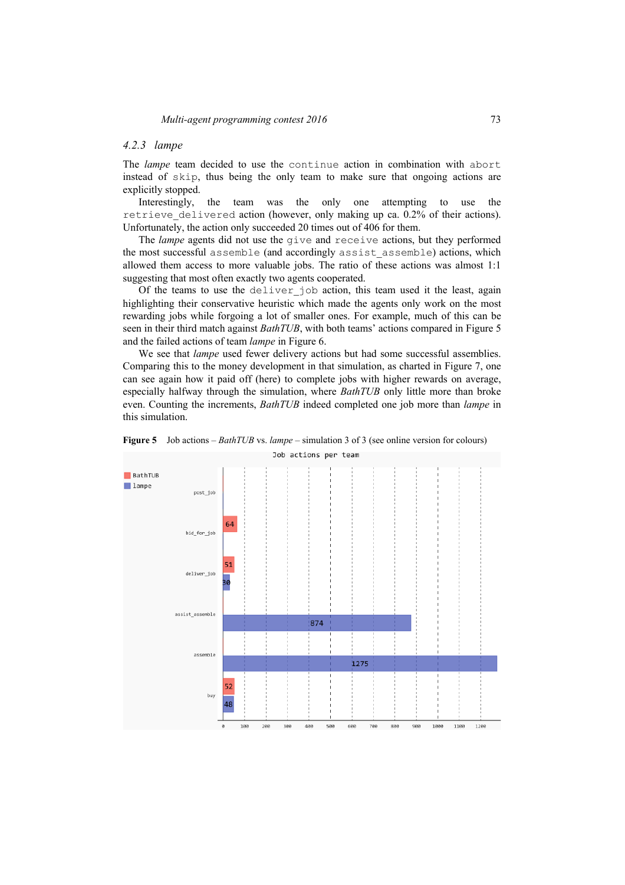### 4.2.3 lampe

The *lampe* team decided to use the `continue` action in combination with `abort` instead of `skip`, thus being the only team to make sure that ongoing actions are explicitly stopped.

Interestingly, the team was the only one attempting to use the `retrieve_delivered` action (however, only making up ca. 0.2% of their actions). Unfortunately, the action only succeeded 20 times out of 406 for them.

The *lampe* agents did not use the `give` and `receive` actions, but they performed the most successful `assemble` (and accordingly `assist_assemble`) actions, which allowed them access to more valuable jobs. The ratio of these actions was almost 1:1 suggesting that most often exactly two agents cooperated.

Of the teams to use the `deliver_job` action, this team used it the least, again highlighting their conservative heuristic which made the agents only work on the most rewarding jobs while forgoing a lot of smaller ones. For example, much of this can be seen in their third match against *BathTUB*, with both teams' actions compared in Figure 5 and the failed actions of team *lampe* in Figure 6.

We see that *lampe* used fewer delivery actions but had some successful assemblies. Comparing this to the money development in that simulation, as charted in Figure 7, one can see again how it paid off (here) to complete jobs with higher rewards on average, especially halfway through the simulation, where *BathTUB* only little more than broke even. Counting the increments, *BathTUB* indeed completed one job more than *lampe* in this simulation.

**Figure 5** Job actions – *BathTUB* vs. *lampe* – simulation 3 of 3 (see online version for colours)

Job actions per team

| Action | BathTUB | lampe |
|---|---|---|
| post_job | | |
| bid_for_job | 64 | |
| deliver_job | 51 | 30 |
| assist_assemble | | 874 |
| assemble | | 1275 |
| buy | 52 | 48 |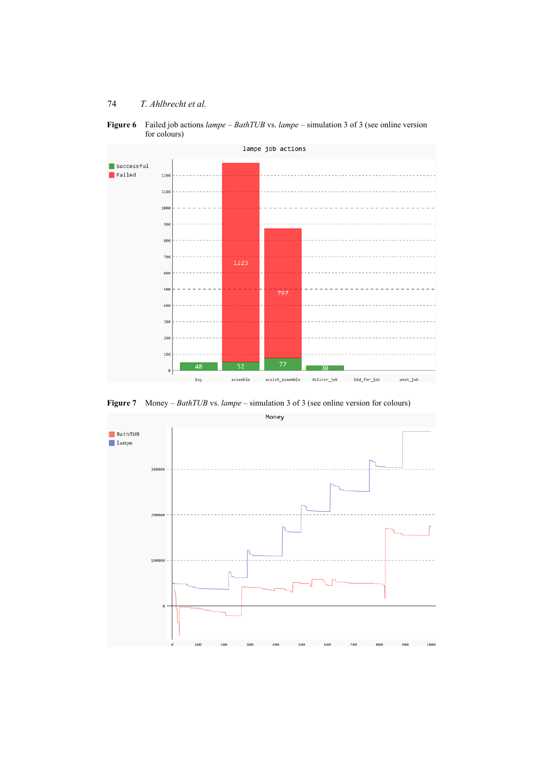**Figure 6** Failed job actions *lampe – BathTUB* vs. *lampe* – simulation 3 of 3 (see online version for colours)

**Figure 7** Money – *BathTUB* vs. *lampe* – simulation 3 of 3 (see online version for colours)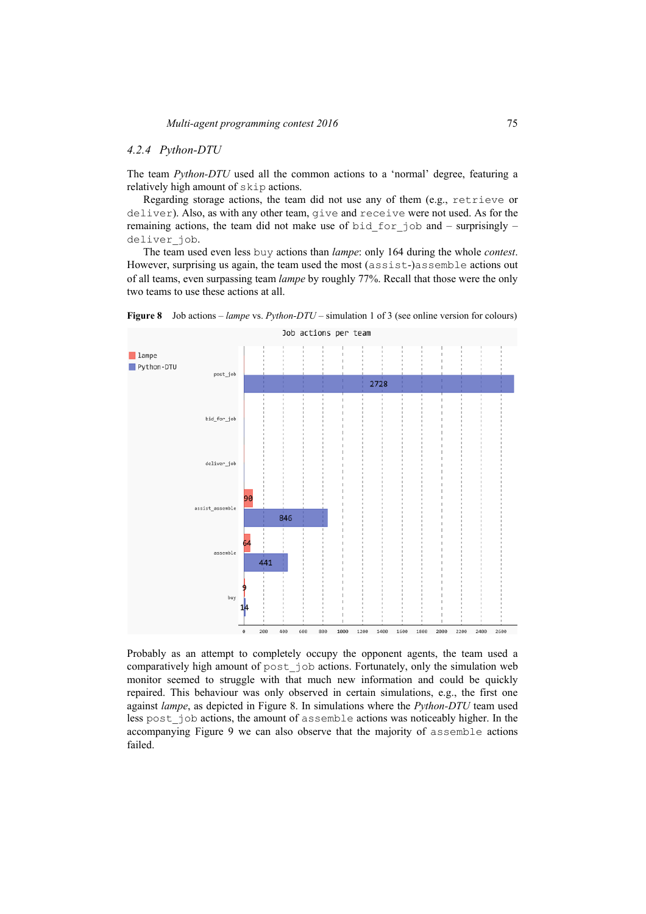### 4.2.4 Python-DTU

The team *Python-DTU* used all the common actions to a 'normal' degree, featuring a relatively high amount of skip actions.

Regarding storage actions, the team did not use any of them (e.g., retrieve or deliver). Also, as with any other team, give and receive were not used. As for the remaining actions, the team did not make use of bid_for_job and – surprisingly – deliver_job.

The team used even less buy actions than *lampe*: only 164 during the whole *contest*. However, surprising us again, the team used the most (assist-)assemble actions out of all teams, even surpassing team *lampe* by roughly 77%. Recall that those were the only two teams to use these actions at all.

**Figure 8** Job actions – *lampe* vs. *Python-DTU* – simulation 1 of 3 (see online version for colours)

Job actions per team

| Action | lampe | Python-DTU |
|---|---|---|
| post_job | | 2728 |
| bid_for_job | | |
| deliver_job | | |
| assist_assemble | 90 | 846 |
| assemble | 64 | 441 |
| buy | 9 | 14 |

Probably as an attempt to completely occupy the opponent agents, the team used a comparatively high amount of post_job actions. Fortunately, only the simulation web monitor seemed to struggle with that much new information and could be quickly repaired. This behaviour was only observed in certain simulations, e.g., the first one against *lampe*, as depicted in Figure 8. In simulations where the *Python-DTU* team used less post_job actions, the amount of assemble actions was noticeably higher. In the accompanying Figure 9 we can also observe that the majority of assemble actions failed.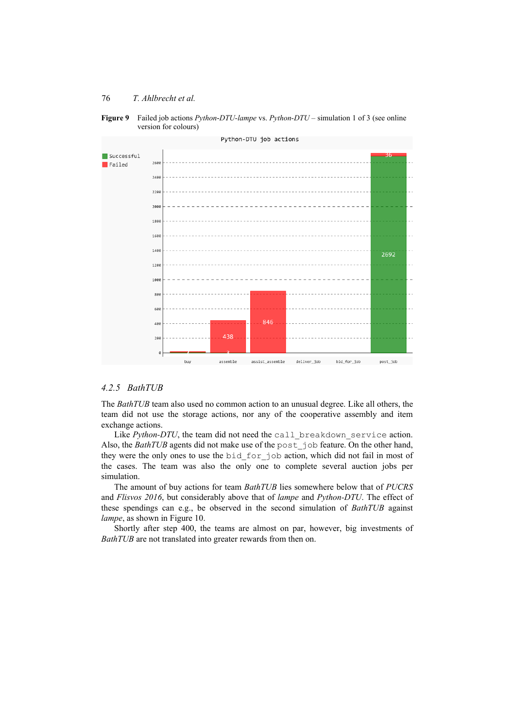**Figure 9** Failed job actions *Python-DTU-lampe* vs. *Python-DTU* – simulation 1 of 3 (see online version for colours)

### 4.2.5 *BathTUB*

The *BathTUB* team also used no common action to an unusual degree. Like all others, the team did not use the storage actions, nor any of the cooperative assembly and item exchange actions.

Like *Python-DTU*, the team did not need the `call_breakdown_service` action. Also, the *BathTUB* agents did not make use of the `post_job` feature. On the other hand, they were the only ones to use the `bid_for_job` action, which did not fail in most of the cases. The team was also the only one to complete several auction jobs per simulation.

The amount of buy actions for team *BathTUB* lies somewhere below that of *PUCRS* and *Flisvos 2016*, but considerably above that of *lampe* and *Python-DTU*. The effect of these spendings can e.g., be observed in the second simulation of *BathTUB* against *lampe*, as shown in Figure 10.

Shortly after step 400, the teams are almost on par, however, big investments of *BathTUB* are not translated into greater rewards from then on.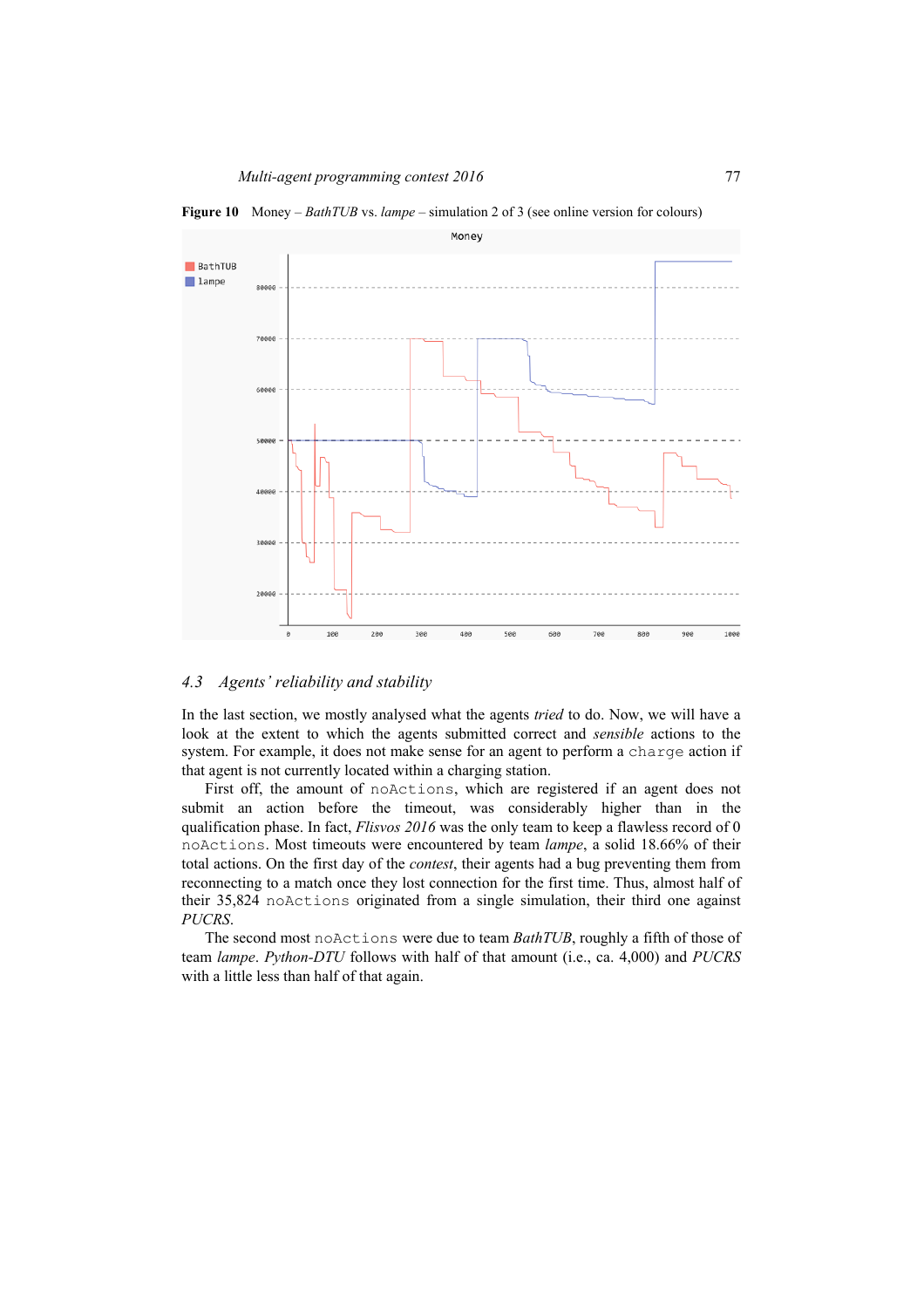**Figure 10** Money – *BathTUB* vs. *lampe* – simulation 2 of 3 (see online version for colours)

### 4.3 Agents' reliability and stability

In the last section, we mostly analysed what the agents *tried* to do. Now, we will have a look at the extent to which the agents submitted correct and *sensible* actions to the system. For example, it does not make sense for an agent to perform a `charge` action if that agent is not currently located within a charging station.

First off, the amount of `noActions`, which are registered if an agent does not submit an action before the timeout, was considerably higher than in the qualification phase. In fact, *Flisvos 2016* was the only team to keep a flawless record of 0 `noActions`. Most timeouts were encountered by team *lampe*, a solid 18.66% of their total actions. On the first day of the *contest*, their agents had a bug preventing them from reconnecting to a match once they lost connection for the first time. Thus, almost half of their 35,824 `noActions` originated from a single simulation, their third one against *PUCRS*.

The second most `noActions` were due to team *BathTUB*, roughly a fifth of those of team *lampe*. *Python-DTU* follows with half of that amount (i.e., ca. 4,000) and *PUCRS* with a little less than half of that again.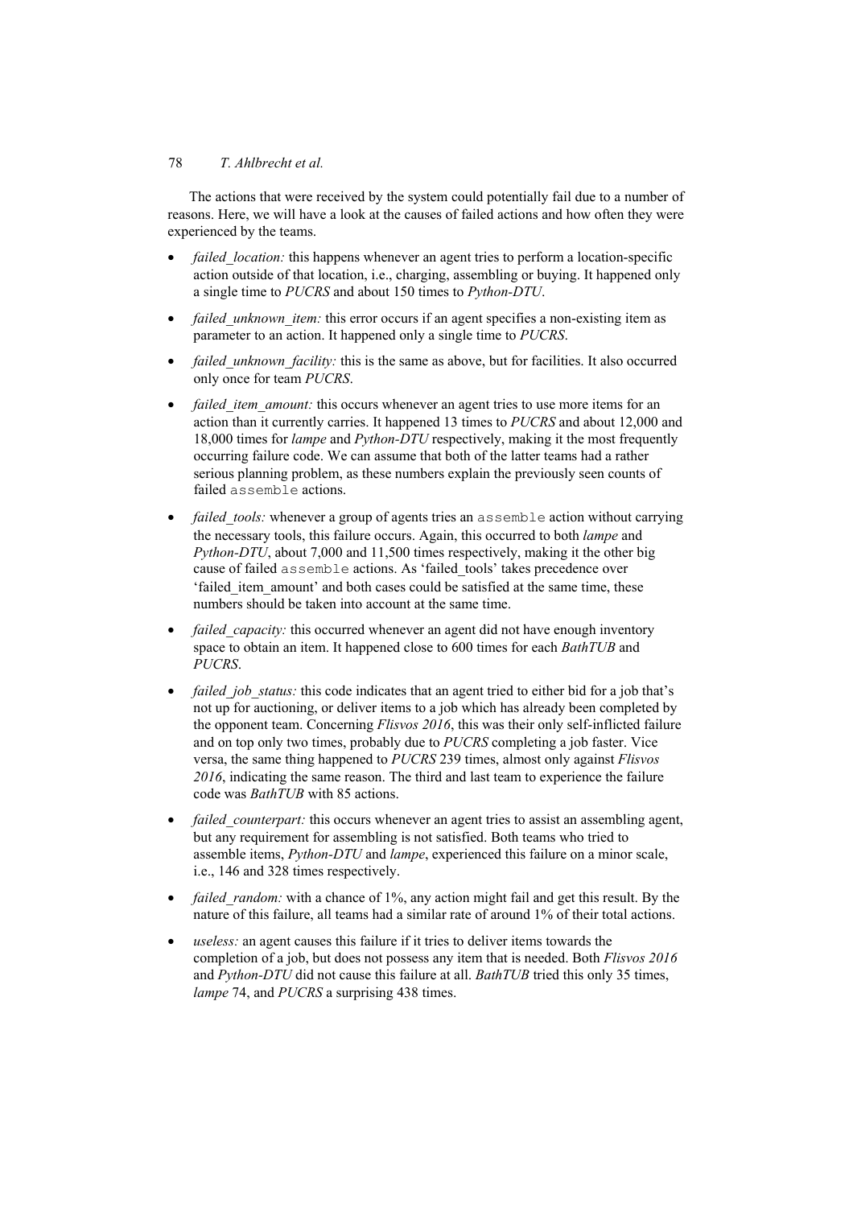The actions that were received by the system could potentially fail due to a number of reasons. Here, we will have a look at the causes of failed actions and how often they were experienced by the teams.

- *failed_location:* this happens whenever an agent tries to perform a location-specific action outside of that location, i.e., charging, assembling or buying. It happened only a single time to *PUCRS* and about 150 times to *Python-DTU*.
- *failed_unknown_item:* this error occurs if an agent specifies a non-existing item as parameter to an action. It happened only a single time to *PUCRS*.
- *failed_unknown_facility:* this is the same as above, but for facilities. It also occurred only once for team *PUCRS*.
- *failed_item_amount:* this occurs whenever an agent tries to use more items for an action than it currently carries. It happened 13 times to *PUCRS* and about 12,000 and 18,000 times for *lampe* and *Python-DTU* respectively, making it the most frequently occurring failure code. We can assume that both of the latter teams had a rather serious planning problem, as these numbers explain the previously seen counts of failed `assemble` actions.
- *failed_tools:* whenever a group of agents tries an `assemble` action without carrying the necessary tools, this failure occurs. Again, this occurred to both *lampe* and *Python-DTU*, about 7,000 and 11,500 times respectively, making it the other big cause of failed `assemble` actions. As 'failed_tools' takes precedence over 'failed_item_amount' and both cases could be satisfied at the same time, these numbers should be taken into account at the same time.
- *failed_capacity:* this occurred whenever an agent did not have enough inventory space to obtain an item. It happened close to 600 times for each *BathTUB* and *PUCRS*.
- *failed_job_status:* this code indicates that an agent tried to either bid for a job that's not up for auctioning, or deliver items to a job which has already been completed by the opponent team. Concerning *Flisvos 2016*, this was their only self-inflicted failure and on top only two times, probably due to *PUCRS* completing a job faster. Vice versa, the same thing happened to *PUCRS* 239 times, almost only against *Flisvos 2016*, indicating the same reason. The third and last team to experience the failure code was *BathTUB* with 85 actions.
- *failed_counterpart:* this occurs whenever an agent tries to assist an assembling agent, but any requirement for assembling is not satisfied. Both teams who tried to assemble items, *Python-DTU* and *lampe*, experienced this failure on a minor scale, i.e., 146 and 328 times respectively.
- *failed_random:* with a chance of 1%, any action might fail and get this result. By the nature of this failure, all teams had a similar rate of around 1% of their total actions.
- *useless:* an agent causes this failure if it tries to deliver items towards the completion of a job, but does not possess any item that is needed. Both *Flisvos 2016* and *Python-DTU* did not cause this failure at all. *BathTUB* tried this only 35 times, *lampe* 74, and *PUCRS* a surprising 438 times.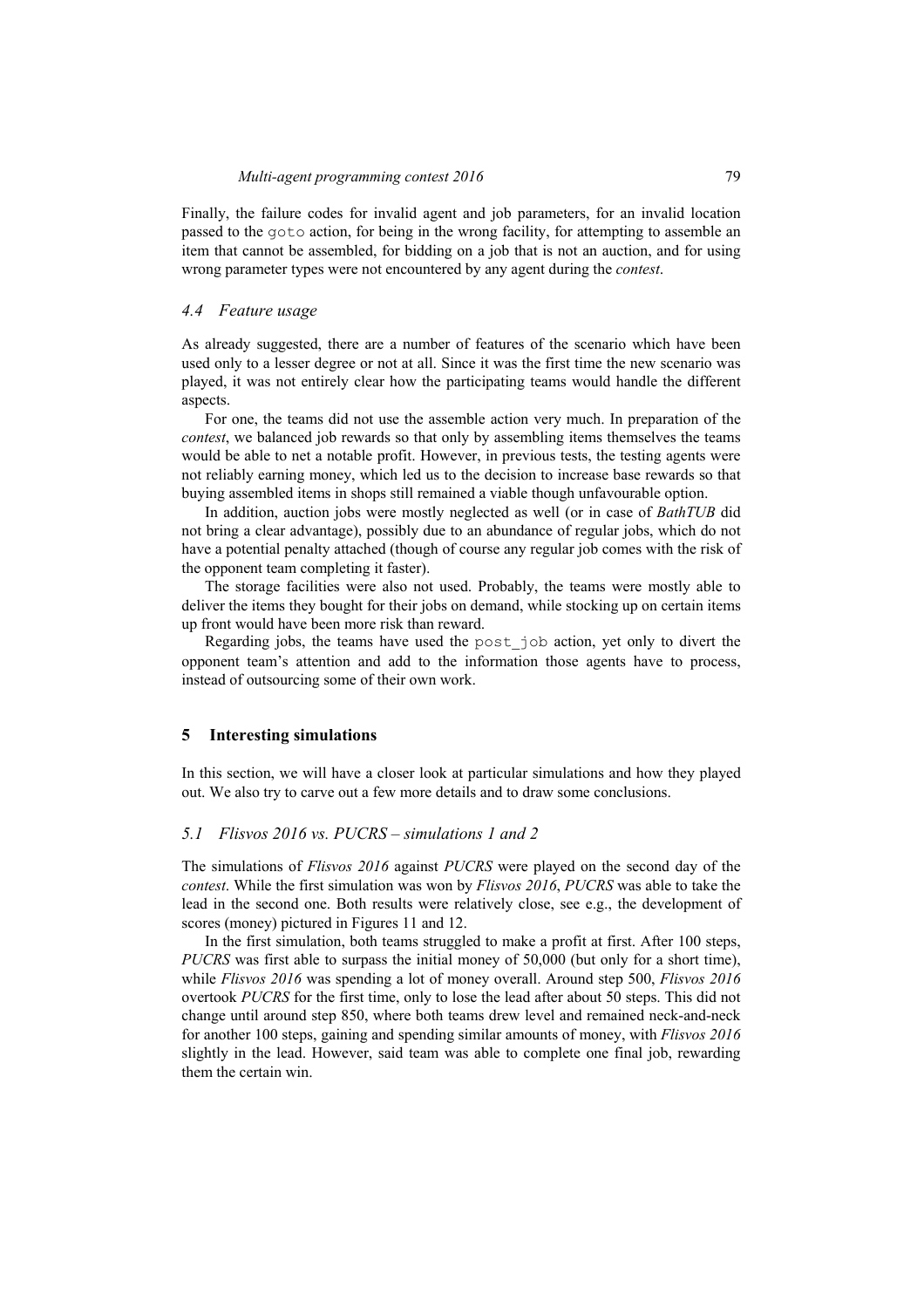Finally, the failure codes for invalid agent and job parameters, for an invalid location passed to the `goto` action, for being in the wrong facility, for attempting to assemble an item that cannot be assembled, for bidding on a job that is not an auction, and for using wrong parameter types were not encountered by any agent during the *contest*.

### *4.4 Feature usage*

As already suggested, there are a number of features of the scenario which have been used only to a lesser degree or not at all. Since it was the first time the new scenario was played, it was not entirely clear how the participating teams would handle the different aspects.

For one, the teams did not use the assemble action very much. In preparation of the *contest*, we balanced job rewards so that only by assembling items themselves the teams would be able to net a notable profit. However, in previous tests, the testing agents were not reliably earning money, which led us to the decision to increase base rewards so that buying assembled items in shops still remained a viable though unfavourable option.

In addition, auction jobs were mostly neglected as well (or in case of *BathTUB* did not bring a clear advantage), possibly due to an abundance of regular jobs, which do not have a potential penalty attached (though of course any regular job comes with the risk of the opponent team completing it faster).

The storage facilities were also not used. Probably, the teams were mostly able to deliver the items they bought for their jobs on demand, while stocking up on certain items up front would have been more risk than reward.

Regarding jobs, the teams have used the `post_job` action, yet only to divert the opponent team's attention and add to the information those agents have to process, instead of outsourcing some of their own work.

## 5 Interesting simulations

In this section, we will have a closer look at particular simulations and how they played out. We also try to carve out a few more details and to draw some conclusions.

### *5.1 Flisvos 2016 vs. PUCRS – simulations 1 and 2*

The simulations of *Flisvos 2016* against *PUCRS* were played on the second day of the *contest*. While the first simulation was won by *Flisvos 2016*, *PUCRS* was able to take the lead in the second one. Both results were relatively close, see e.g., the development of scores (money) pictured in Figures 11 and 12.

In the first simulation, both teams struggled to make a profit at first. After 100 steps, *PUCRS* was first able to surpass the initial money of 50,000 (but only for a short time), while *Flisvos 2016* was spending a lot of money overall. Around step 500, *Flisvos 2016* overtook *PUCRS* for the first time, only to lose the lead after about 50 steps. This did not change until around step 850, where both teams drew level and remained neck-and-neck for another 100 steps, gaining and spending similar amounts of money, with *Flisvos 2016* slightly in the lead. However, said team was able to complete one final job, rewarding them the certain win.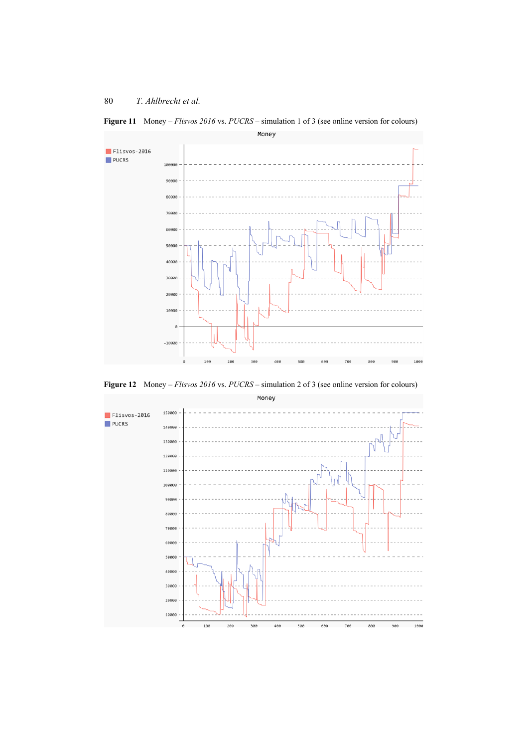**Figure 11** Money – *Flisvos 2016* vs. *PUCRS* – simulation 1 of 3 (see online version for colours)

**Figure 12** Money – *Flisvos 2016* vs. *PUCRS* – simulation 2 of 3 (see online version for colours)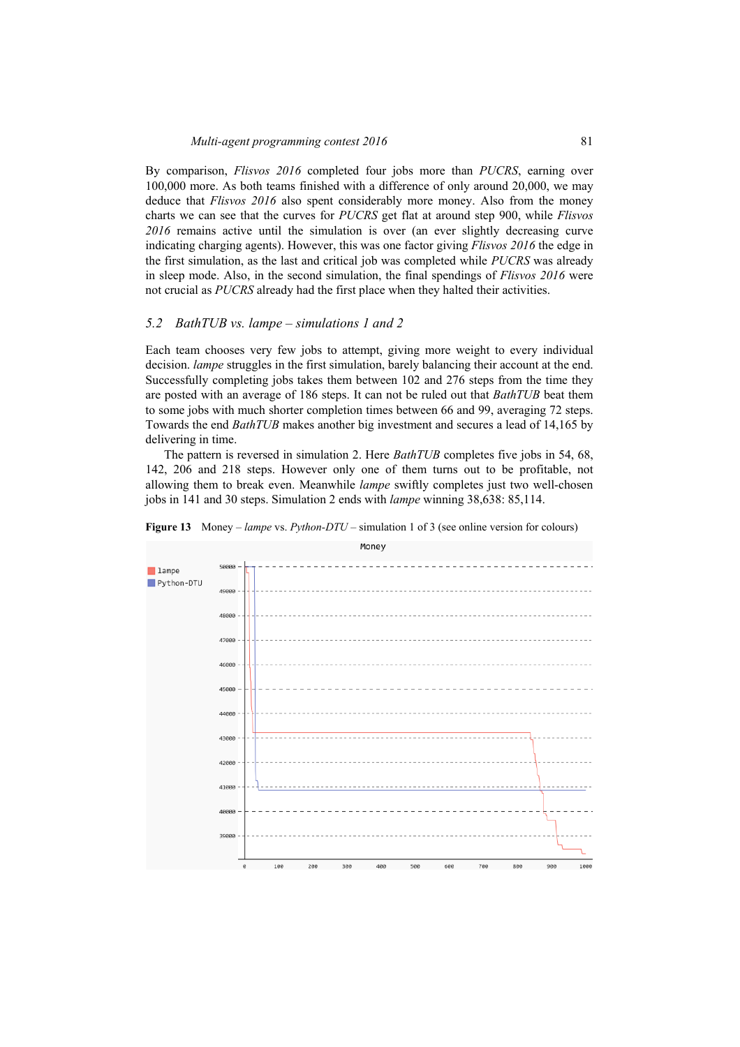By comparison, *Flisvos 2016* completed four jobs more than *PUCRS*, earning over 100,000 more. As both teams finished with a difference of only around 20,000, we may deduce that *Flisvos 2016* also spent considerably more money. Also from the money charts we can see that the curves for *PUCRS* get flat at around step 900, while *Flisvos 2016* remains active until the simulation is over (an ever slightly decreasing curve indicating charging agents). However, this was one factor giving *Flisvos 2016* the edge in the first simulation, as the last and critical job was completed while *PUCRS* was already in sleep mode. Also, in the second simulation, the final spendings of *Flisvos 2016* were not crucial as *PUCRS* already had the first place when they halted their activities.

## 5.2 BathTUB vs. lampe – simulations 1 and 2

Each team chooses very few jobs to attempt, giving more weight to every individual decision. *lampe* struggles in the first simulation, barely balancing their account at the end. Successfully completing jobs takes them between 102 and 276 steps from the time they are posted with an average of 186 steps. It can not be ruled out that *BathTUB* beat them to some jobs with much shorter completion times between 66 and 99, averaging 72 steps. Towards the end *BathTUB* makes another big investment and secures a lead of 14,165 by delivering in time.

The pattern is reversed in simulation 2. Here *BathTUB* completes five jobs in 54, 68, 142, 206 and 218 steps. However only one of them turns out to be profitable, not allowing them to break even. Meanwhile *lampe* swiftly completes just two well-chosen jobs in 141 and 30 steps. Simulation 2 ends with *lampe* winning 38,638: 85,114.

**Figure 13** Money – *lampe* vs. *Python-DTU* – simulation 1 of 3 (see online version for colours)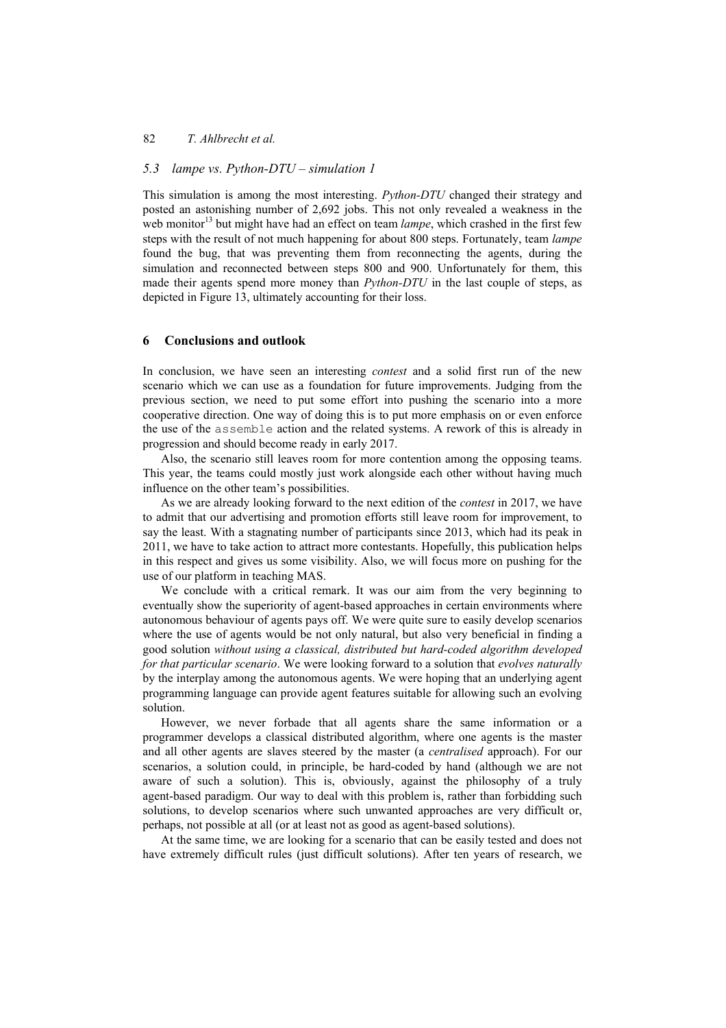### 5.3 lampe vs. Python-DTU – simulation 1

This simulation is among the most interesting. *Python-DTU* changed their strategy and posted an astonishing number of 2,692 jobs. This not only revealed a weakness in the web monitor[13] but might have had an effect on team *lampe*, which crashed in the first few steps with the result of not much happening for about 800 steps. Fortunately, team *lampe* found the bug, that was preventing them from reconnecting the agents, during the simulation and reconnected between steps 800 and 900. Unfortunately for them, this made their agents spend more money than *Python-DTU* in the last couple of steps, as depicted in Figure 13, ultimately accounting for their loss.

## 6 Conclusions and outlook

In conclusion, we have seen an interesting *contest* and a solid first run of the new scenario which we can use as a foundation for future improvements. Judging from the previous section, we need to put some effort into pushing the scenario into a more cooperative direction. One way of doing this is to put more emphasis on or even enforce the use of the `assemble` action and the related systems. A rework of this is already in progression and should become ready in early 2017.

Also, the scenario still leaves room for more contention among the opposing teams. This year, the teams could mostly just work alongside each other without having much influence on the other team's possibilities.

As we are already looking forward to the next edition of the *contest* in 2017, we have to admit that our advertising and promotion efforts still leave room for improvement, to say the least. With a stagnating number of participants since 2013, which had its peak in 2011, we have to take action to attract more contestants. Hopefully, this publication helps in this respect and gives us some visibility. Also, we will focus more on pushing for the use of our platform in teaching MAS.

We conclude with a critical remark. It was our aim from the very beginning to eventually show the superiority of agent-based approaches in certain environments where autonomous behaviour of agents pays off. We were quite sure to easily develop scenarios where the use of agents would be not only natural, but also very beneficial in finding a good solution *without using a classical, distributed but hard-coded algorithm developed for that particular scenario*. We were looking forward to a solution that *evolves naturally* by the interplay among the autonomous agents. We were hoping that an underlying agent programming language can provide agent features suitable for allowing such an evolving solution.

However, we never forbade that all agents share the same information or a programmer develops a classical distributed algorithm, where one agents is the master and all other agents are slaves steered by the master (a *centralised* approach). For our scenarios, a solution could, in principle, be hard-coded by hand (although we are not aware of such a solution). This is, obviously, against the philosophy of a truly agent-based paradigm. Our way to deal with this problem is, rather than forbidding such solutions, to develop scenarios where such unwanted approaches are very difficult or, perhaps, not possible at all (or at least not as good as agent-based solutions).

At the same time, we are looking for a scenario that can be easily tested and does not have extremely difficult rules (just difficult solutions). After ten years of research, we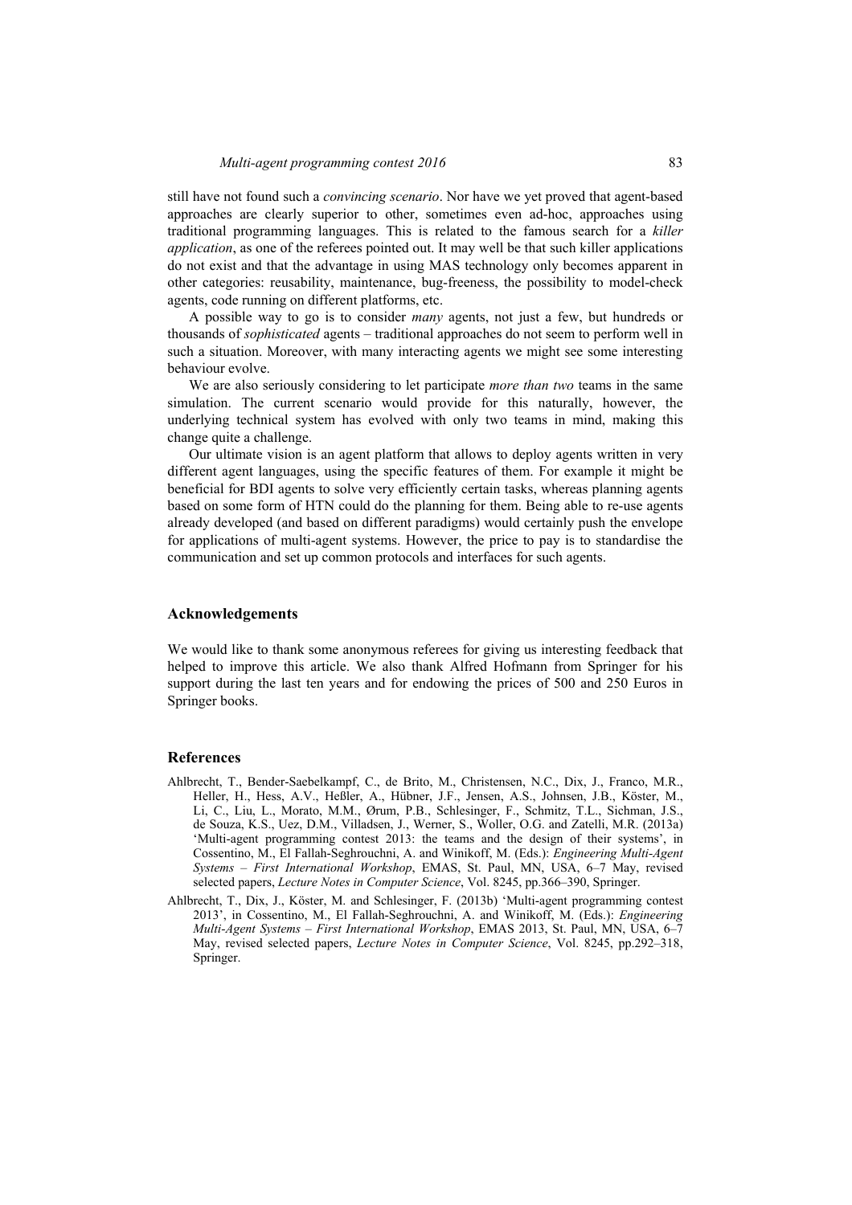still have not found such a *convincing scenario*. Nor have we yet proved that agent-based approaches are clearly superior to other, sometimes even ad-hoc, approaches using traditional programming languages. This is related to the famous search for a *killer application*, as one of the referees pointed out. It may well be that such killer applications do not exist and that the advantage in using MAS technology only becomes apparent in other categories: reusability, maintenance, bug-freeness, the possibility to model-check agents, code running on different platforms, etc.

A possible way to go is to consider *many* agents, not just a few, but hundreds or thousands of *sophisticated* agents – traditional approaches do not seem to perform well in such a situation. Moreover, with many interacting agents we might see some interesting behaviour evolve.

We are also seriously considering to let participate *more than two* teams in the same simulation. The current scenario would provide for this naturally, however, the underlying technical system has evolved with only two teams in mind, making this change quite a challenge.

Our ultimate vision is an agent platform that allows to deploy agents written in very different agent languages, using the specific features of them. For example it might be beneficial for BDI agents to solve very efficiently certain tasks, whereas planning agents based on some form of HTN could do the planning for them. Being able to re-use agents already developed (and based on different paradigms) would certainly push the envelope for applications of multi-agent systems. However, the price to pay is to standardise the communication and set up common protocols and interfaces for such agents.

## Acknowledgements

We would like to thank some anonymous referees for giving us interesting feedback that helped to improve this article. We also thank Alfred Hofmann from Springer for his support during the last ten years and for endowing the prices of 500 and 250 Euros in Springer books.

## References

Ahlbrecht, T., Bender-Saebelkampf, C., de Brito, M., Christensen, N.C., Dix, J., Franco, M.R., Heller, H., Hess, A.V., Heßler, A., Hübner, J.F., Jensen, A.S., Johnsen, J.B., Köster, M., Li, C., Liu, L., Morato, M.M., Ørum, P.B., Schlesinger, F., Schmitz, T.L., Sichman, J.S., de Souza, K.S., Uez, D.M., Villadsen, J., Werner, S., Woller, O.G. and Zatelli, M.R. (2013a) 'Multi-agent programming contest 2013: the teams and the design of their systems', in Cossentino, M., El Fallah-Seghrouchni, A. and Winikoff, M. (Eds.): *Engineering Multi-Agent Systems – First International Workshop*, EMAS, St. Paul, MN, USA, 6–7 May, revised selected papers, *Lecture Notes in Computer Science*, Vol. 8245, pp.366–390, Springer.

Ahlbrecht, T., Dix, J., Köster, M. and Schlesinger, F. (2013b) 'Multi-agent programming contest 2013', in Cossentino, M., El Fallah-Seghrouchni, A. and Winikoff, M. (Eds.): *Engineering Multi-Agent Systems – First International Workshop*, EMAS 2013, St. Paul, MN, USA, 6–7 May, revised selected papers, *Lecture Notes in Computer Science*, Vol. 8245, pp.292–318, Springer.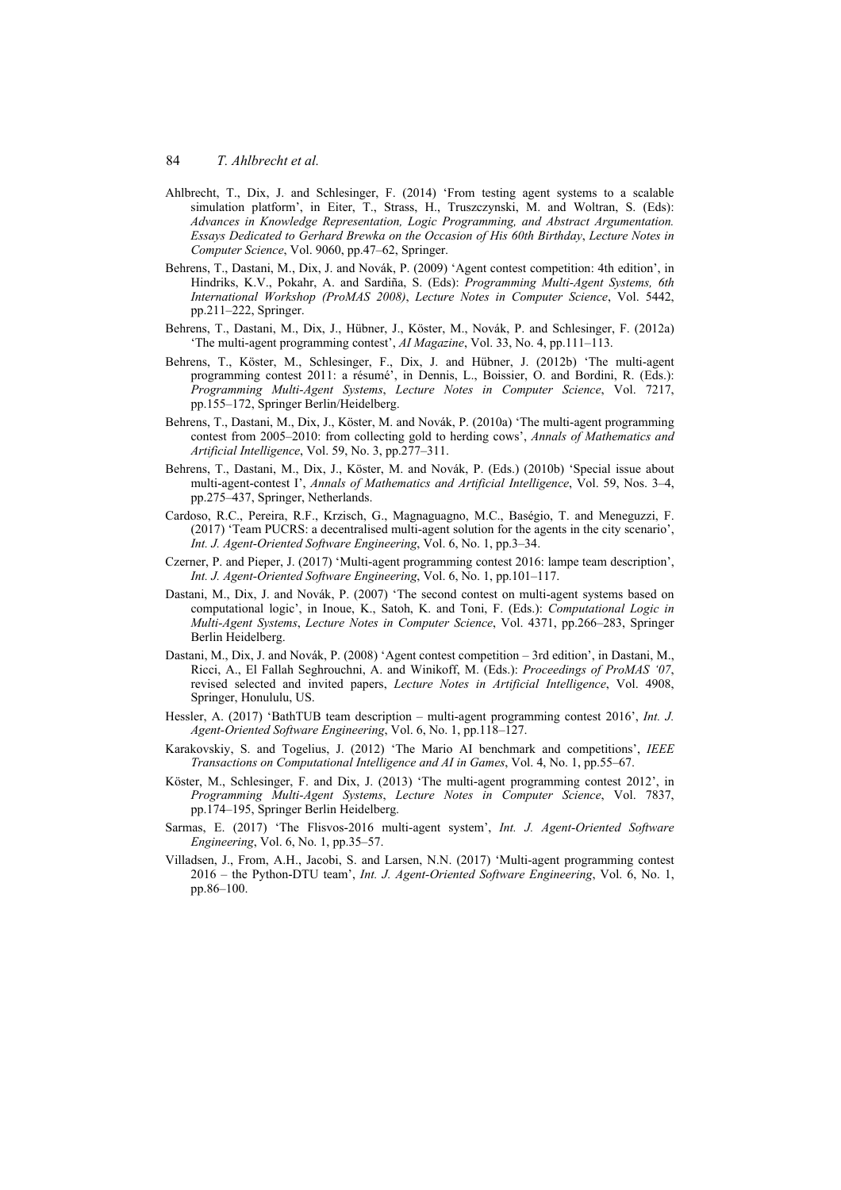Ahlbrecht, T., Dix, J. and Schlesinger, F. (2014) 'From testing agent systems to a scalable simulation platform', in Eiter, T., Strass, H., Truszczynski, M. and Woltran, S. (Eds): *Advances in Knowledge Representation, Logic Programming, and Abstract Argumentation. Essays Dedicated to Gerhard Brewka on the Occasion of His 60th Birthday*, *Lecture Notes in Computer Science*, Vol. 9060, pp.47–62, Springer.

Behrens, T., Dastani, M., Dix, J. and Novák, P. (2009) 'Agent contest competition: 4th edition', in Hindriks, K.V., Pokahr, A. and Sardiña, S. (Eds): *Programming Multi-Agent Systems, 6th International Workshop (ProMAS 2008)*, *Lecture Notes in Computer Science*, Vol. 5442, pp.211–222, Springer.

Behrens, T., Dastani, M., Dix, J., Hübner, J., Köster, M., Novák, P. and Schlesinger, F. (2012a) 'The multi-agent programming contest', *AI Magazine*, Vol. 33, No. 4, pp.111–113.

Behrens, T., Köster, M., Schlesinger, F., Dix, J. and Hübner, J. (2012b) 'The multi-agent programming contest 2011: a résumé', in Dennis, L., Boissier, O. and Bordini, R. (Eds.): *Programming Multi-Agent Systems*, *Lecture Notes in Computer Science*, Vol. 7217, pp.155–172, Springer Berlin/Heidelberg.

Behrens, T., Dastani, M., Dix, J., Köster, M. and Novák, P. (2010a) 'The multi-agent programming contest from 2005–2010: from collecting gold to herding cows', *Annals of Mathematics and Artificial Intelligence*, Vol. 59, No. 3, pp.277–311.

Behrens, T., Dastani, M., Dix, J., Köster, M. and Novák, P. (Eds.) (2010b) 'Special issue about multi-agent-contest I', *Annals of Mathematics and Artificial Intelligence*, Vol. 59, Nos. 3–4, pp.275–437, Springer, Netherlands.

Cardoso, R.C., Pereira, R.F., Krzisch, G., Magnaguagno, M.C., Baségio, T. and Meneguzzi, F. (2017) 'Team PUCRS: a decentralised multi-agent solution for the agents in the city scenario', *Int. J. Agent-Oriented Software Engineering*, Vol. 6, No. 1, pp.3–34.

Czerner, P. and Pieper, J. (2017) 'Multi-agent programming contest 2016: lampe team description', *Int. J. Agent-Oriented Software Engineering*, Vol. 6, No. 1, pp.101–117.

Dastani, M., Dix, J. and Novák, P. (2007) 'The second contest on multi-agent systems based on computational logic', in Inoue, K., Satoh, K. and Toni, F. (Eds.): *Computational Logic in Multi-Agent Systems*, *Lecture Notes in Computer Science*, Vol. 4371, pp.266–283, Springer Berlin Heidelberg.

Dastani, M., Dix, J. and Novák, P. (2008) 'Agent contest competition – 3rd edition', in Dastani, M., Ricci, A., El Fallah Seghrouchni, A. and Winikoff, M. (Eds.): *Proceedings of ProMAS '07*, revised selected and invited papers, *Lecture Notes in Artificial Intelligence*, Vol. 4908, Springer, Honululu, US.

Hessler, A. (2017) 'BathTUB team description – multi-agent programming contest 2016', *Int. J. Agent-Oriented Software Engineering*, Vol. 6, No. 1, pp.118–127.

Karakovskiy, S. and Togelius, J. (2012) 'The Mario AI benchmark and competitions', *IEEE Transactions on Computational Intelligence and AI in Games*, Vol. 4, No. 1, pp.55–67.

Köster, M., Schlesinger, F. and Dix, J. (2013) 'The multi-agent programming contest 2012', in *Programming Multi-Agent Systems*, *Lecture Notes in Computer Science*, Vol. 7837, pp.174–195, Springer Berlin Heidelberg.

Sarmas, E. (2017) 'The Flisvos-2016 multi-agent system', *Int. J. Agent-Oriented Software Engineering*, Vol. 6, No. 1, pp.35–57.

Villadsen, J., From, A.H., Jacobi, S. and Larsen, N.N. (2017) 'Multi-agent programming contest 2016 – the Python-DTU team', *Int. J. Agent-Oriented Software Engineering*, Vol. 6, No. 1, pp.86–100.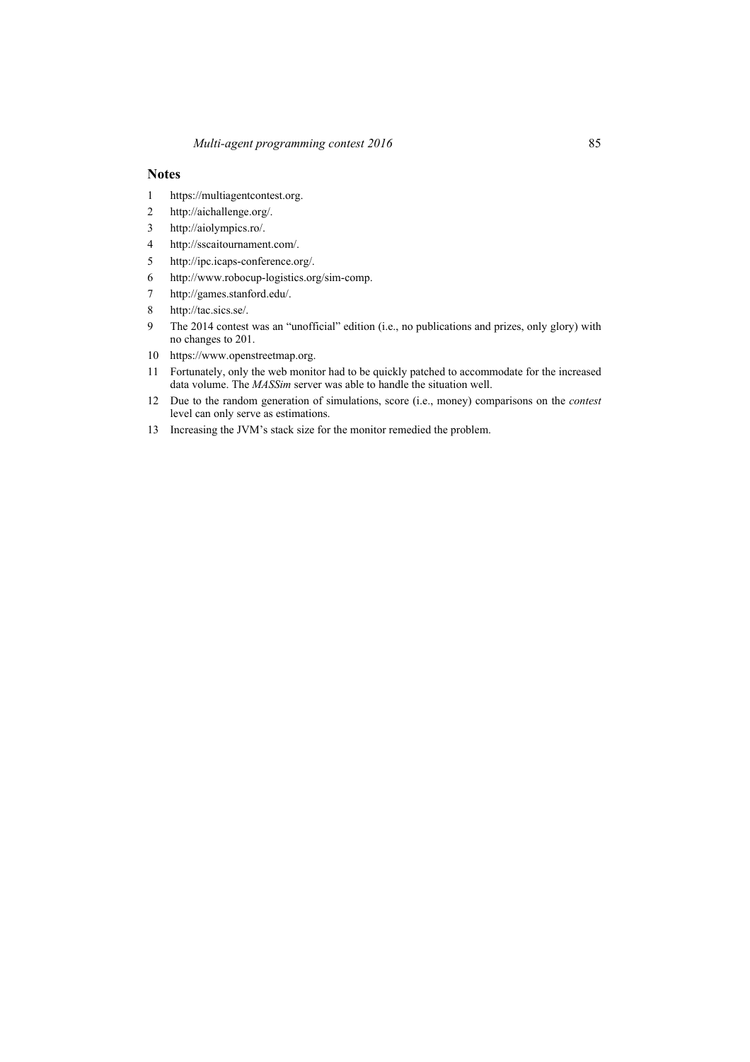## Notes

1. https://multiagentcontest.org.
2. http://aichallenge.org/.
3. http://aiolympics.ro/.
4. http://sscaitournament.com/.
5. http://ipc.icaps-conference.org/.
6. http://www.robocup-logistics.org/sim-comp.
7. http://games.stanford.edu/.
8. http://tac.sics.se/.
9. The 2014 contest was an "unofficial" edition (i.e., no publications and prizes, only glory) with no changes to 201.
10. https://www.openstreetmap.org.
11. Fortunately, only the web monitor had to be quickly patched to accommodate for the increased data volume. The *MASSim* server was able to handle the situation well.
12. Due to the random generation of simulations, score (i.e., money) comparisons on the *contest* level can only serve as estimations.
13. Increasing the JVM's stack size for the monitor remedied the problem.